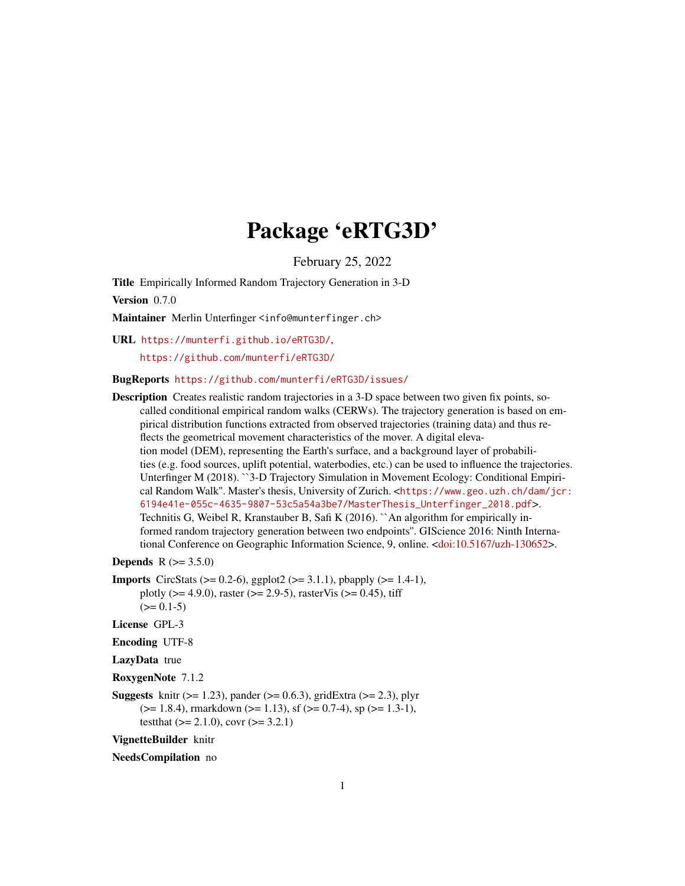# Package 'eRTG3D'

February 25, 2022

**Title** Empirically Informed Random Trajectory Generation in 3-D

**Version** 0.7.0

**Maintainer** Merlin Unterfinger <info@munterfinger.ch>

**URL** https://munterfi.github.io/eRTG3D/,
https://github.com/munterfi/eRTG3D/

**BugReports** https://github.com/munterfi/eRTG3D/issues/

**Description** Creates realistic random trajectories in a 3-D space between two given fix points, so-called conditional empirical random walks (CERWs). The trajectory generation is based on empirical distribution functions extracted from observed trajectories (training data) and thus reflects the geometrical movement characteristics of the mover. A digital elevation model (DEM), representing the Earth's surface, and a background layer of probabilities (e.g. food sources, uplift potential, waterbodies, etc.) can be used to influence the trajectories. Unterfinger M (2018). ``3-D Trajectory Simulation in Movement Ecology: Conditional Empirical Random Walk''. Master's thesis, University of Zurich. <https://www.geo.uzh.ch/dam/jcr:6194e41e-055c-4635-9807-53c5a54a3be7/MasterThesis_Unterfinger_2018.pdf>. Technitis G, Weibel R, Kranstauber B, Safi K (2016). ``An algorithm for empirically informed random trajectory generation between two endpoints''. GIScience 2016: Ninth International Conference on Geographic Information Science, 9, online. <doi:10.5167/uzh-130652>.

**Depends** R (>= 3.5.0)

**Imports** CircStats (>= 0.2-6), ggplot2 (>= 3.1.1), pbapply (>= 1.4-1), plotly (>= 4.9.0), raster (>= 2.9-5), rasterVis (>= 0.45), tiff (>= 0.1-5)

**License** GPL-3

**Encoding** UTF-8

**LazyData** true

**RoxygenNote** 7.1.2

**Suggests** knitr (>= 1.23), pander (>= 0.6.3), gridExtra (>= 2.3), plyr (>= 1.8.4), rmarkdown (>= 1.13), sf (>= 0.7-4), sp (>= 1.3-1), testthat (>= 2.1.0), covr (>= 3.2.1)

**VignetteBuilder** knitr

**NeedsCompilation** no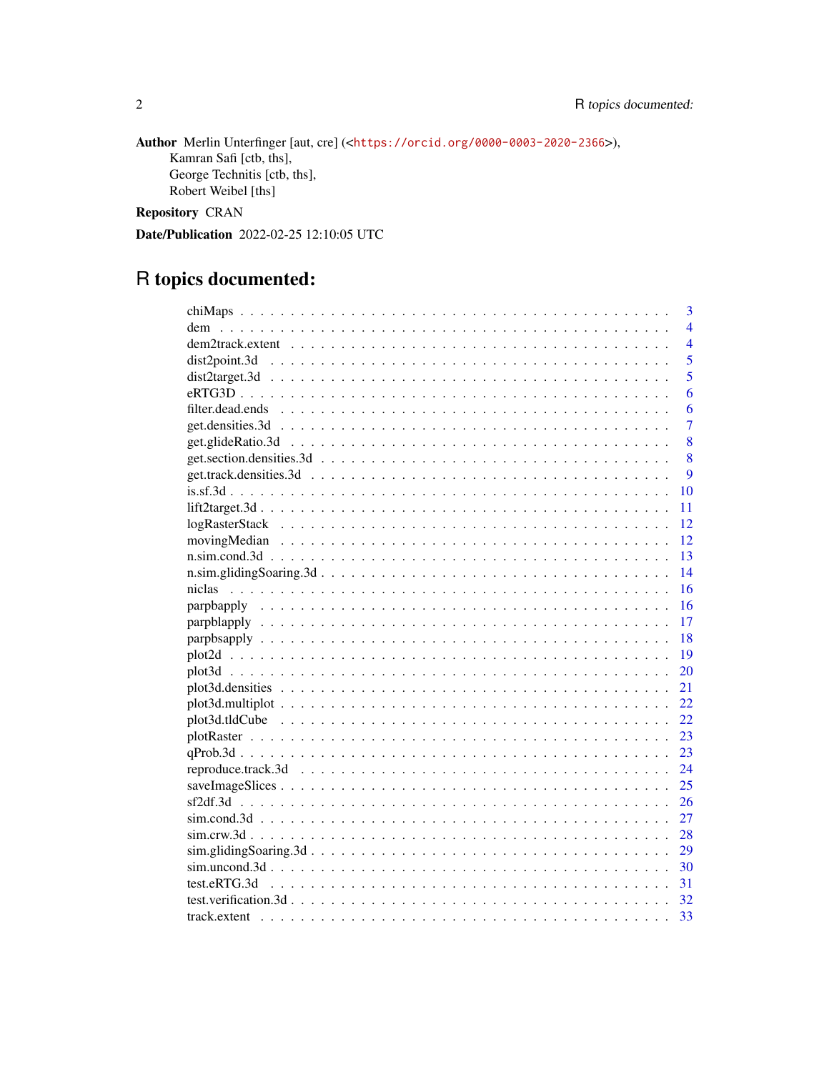**Author** Merlin Unterfinger [aut, cre] (<https://orcid.org/0000-0003-2020-2366>),
Kamran Safi [ctb, ths],
George Technitis [ctb, ths],
Robert Weibel [ths]

**Repository** CRAN

**Date/Publication** 2022-02-25 12:10:05 UTC

# R topics documented:

| | |
|---|---|
| chiMaps | 3 |
| dem | 4 |
| dem2track.extent | 4 |
| dist2point.3d | 5 |
| dist2target.3d | 5 |
| eRTG3D | 6 |
| filter.dead.ends | 6 |
| get.densities.3d | 7 |
| get.glideRatio.3d | 8 |
| get.section.densities.3d | 8 |
| get.track.densities.3d | 9 |
| is.sf.3d | 10 |
| lift2target.3d | 11 |
| logRasterStack | 12 |
| movingMedian | 12 |
| n.sim.cond.3d | 13 |
| n.sim.glidingSoaring.3d | 14 |
| niclas | 16 |
| parpbapply | 16 |
| parpblapply | 17 |
| parpbsapply | 18 |
| plot2d | 19 |
| plot3d | 20 |
| plot3d.densities | 21 |
| plot3d.multiplot | 22 |
| plot3d.tldCube | 22 |
| plotRaster | 23 |
| qProb.3d | 23 |
| reproduce.track.3d | 24 |
| saveImageSlices | 25 |
| sf2df.3d | 26 |
| sim.cond.3d | 27 |
| sim.crw.3d | 28 |
| sim.glidingSoaring.3d | 29 |
| sim.uncond.3d | 30 |
| test.eRTG.3d | 31 |
| test.verification.3d | 32 |
| track.extent | 33 |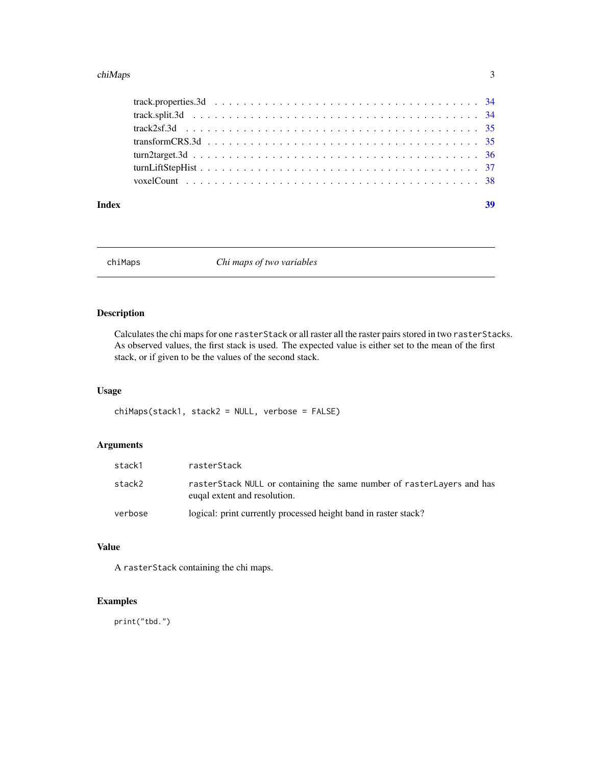track.properties.3d . . . . . . . . . . . . . . . . . . . . . . . . . . . . . . . . . . . . 34
track.split.3d . . . . . . . . . . . . . . . . . . . . . . . . . . . . . . . . . . . . . . 34
track2sf.3d . . . . . . . . . . . . . . . . . . . . . . . . . . . . . . . . . . . . . . . 35
transformCRS.3d . . . . . . . . . . . . . . . . . . . . . . . . . . . . . . . . . . . . . 35
turn2target.3d . . . . . . . . . . . . . . . . . . . . . . . . . . . . . . . . . . . . . . 36
turnLiftStepHist . . . . . . . . . . . . . . . . . . . . . . . . . . . . . . . . . . . . . 37
voxelCount . . . . . . . . . . . . . . . . . . . . . . . . . . . . . . . . . . . . . . . . 38

**Index** **39**

---

`chiMaps` *Chi maps of two variables*

---

## Description

Calculates the chi maps for one `rasterStack` or all raster all the raster pairs stored in two `rasterStacks`. As observed values, the first stack is used. The expected value is either set to the mean of the first stack, or if given to be the values of the second stack.

## Usage

```
chiMaps(stack1, stack2 = NULL, verbose = FALSE)
```

## Arguments

| | |
|---|---|
| `stack1` | `rasterStack` |
| `stack2` | `rasterStack NULL` or containing the same number of `rasterLayers` and has euqal extent and resolution. |
| `verbose` | logical: print currently processed height band in raster stack? |

## Value

A `rasterStack` containing the chi maps.

## Examples

```
print("tbd.")
```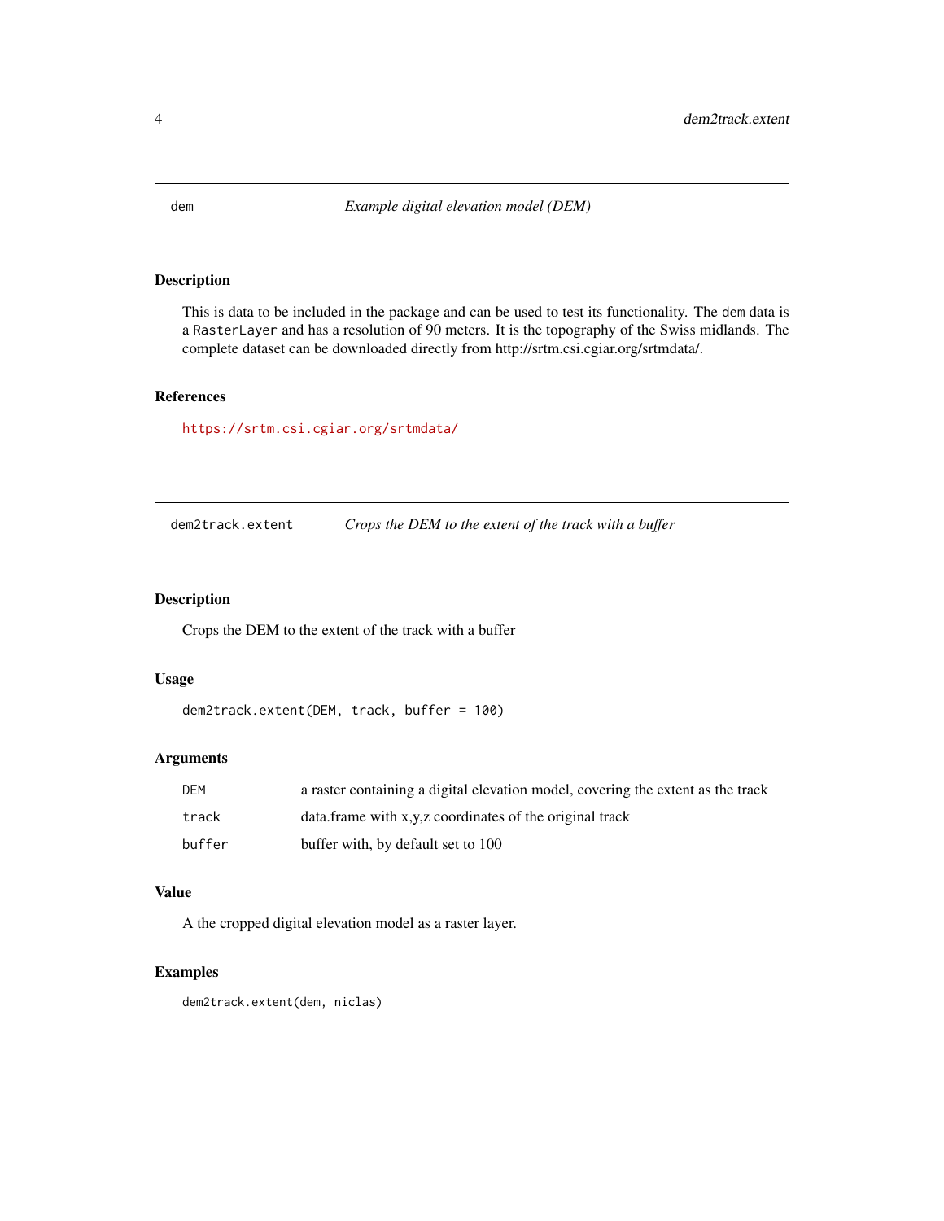## dem — *Example digital elevation model (DEM)*

### Description

This is data to be included in the package and can be used to test its functionality. The `dem` data is a `RasterLayer` and has a resolution of 90 meters. It is the topography of the Swiss midlands. The complete dataset can be downloaded directly from http://srtm.csi.cgiar.org/srtmdata/.

### References

https://srtm.csi.cgiar.org/srtmdata/

## dem2track.extent — *Crops the DEM to the extent of the track with a buffer*

### Description

Crops the DEM to the extent of the track with a buffer

### Usage

```
dem2track.extent(DEM, track, buffer = 100)
```

### Arguments

| | |
|---|---|
| `DEM` | a raster containing a digital elevation model, covering the extent as the track |
| `track` | data.frame with x,y,z coordinates of the original track |
| `buffer` | buffer with, by default set to 100 |

### Value

A the cropped digital elevation model as a raster layer.

### Examples

```
dem2track.extent(dem, niclas)
```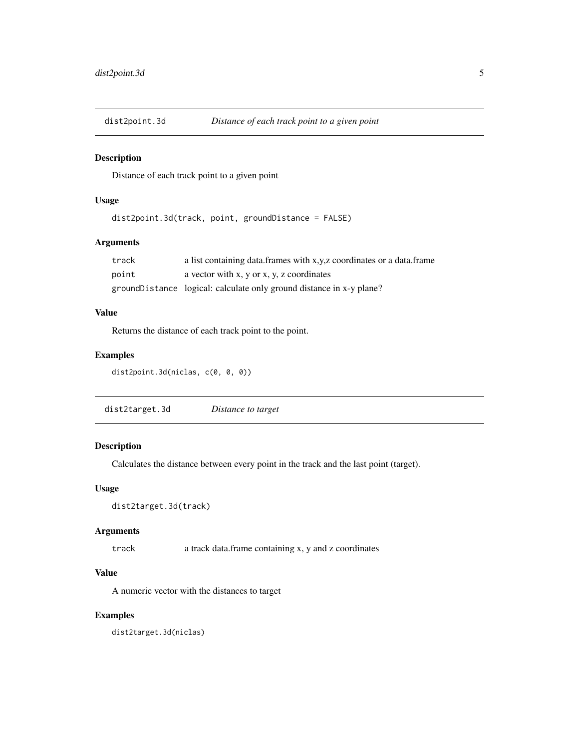## dist2point.3d *Distance of each track point to a given point*

### Description

Distance of each track point to a given point

### Usage

```
dist2point.3d(track, point, groundDistance = FALSE)
```

### Arguments

| | |
|---|---|
| track | a list containing data.frames with x,y,z coordinates or a data.frame |
| point | a vector with x, y or x, y, z coordinates |
| groundDistance | logical: calculate only ground distance in x-y plane? |

### Value

Returns the distance of each track point to the point.

### Examples

```
dist2point.3d(niclas, c(0, 0, 0))
```

## dist2target.3d *Distance to target*

### Description

Calculates the distance between every point in the track and the last point (target).

### Usage

```
dist2target.3d(track)
```

### Arguments

| | |
|---|---|
| track | a track data.frame containing x, y and z coordinates |

### Value

A numeric vector with the distances to target

### Examples

```
dist2target.3d(niclas)
```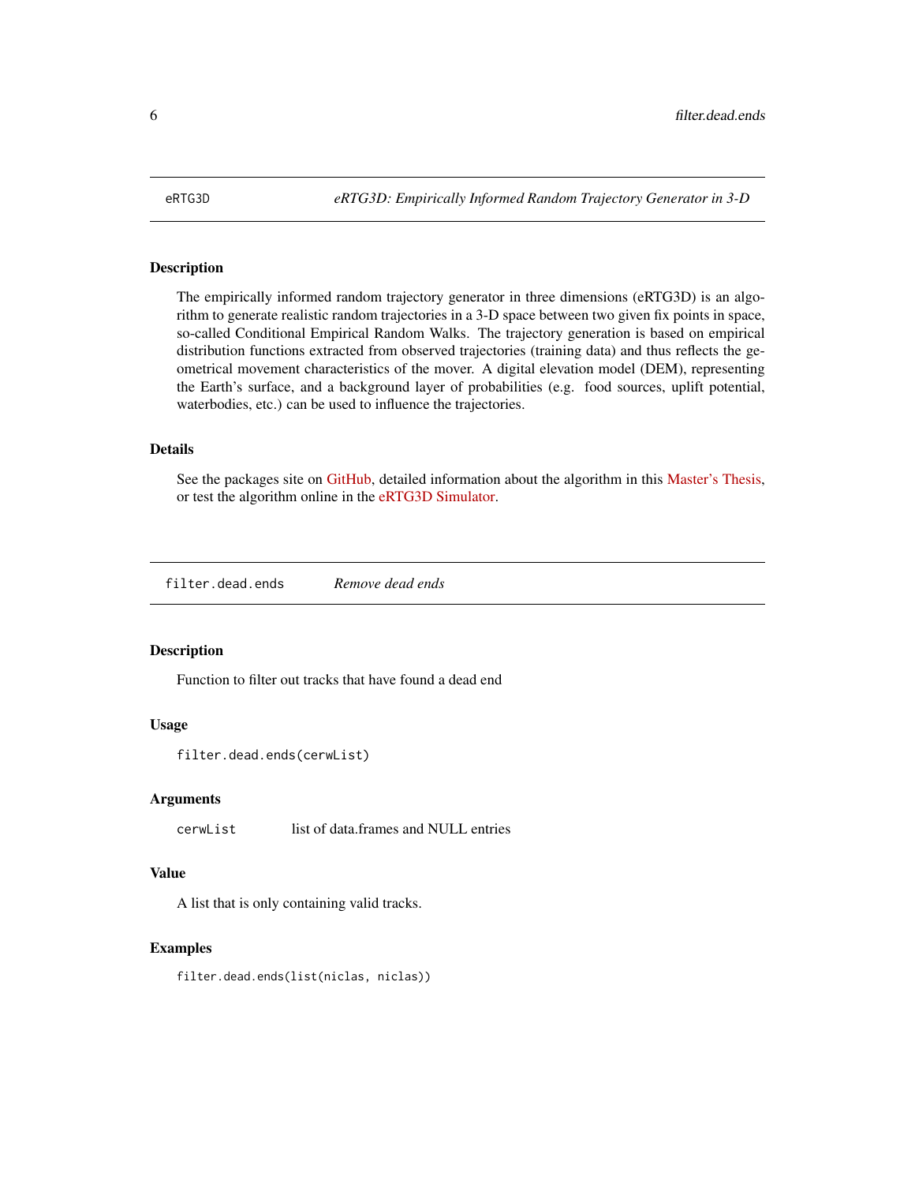## eRTG3D — *eRTG3D: Empirically Informed Random Trajectory Generator in 3-D*

### Description

The empirically informed random trajectory generator in three dimensions (eRTG3D) is an algorithm to generate realistic random trajectories in a 3-D space between two given fix points in space, so-called Conditional Empirical Random Walks. The trajectory generation is based on empirical distribution functions extracted from observed trajectories (training data) and thus reflects the geometrical movement characteristics of the mover. A digital elevation model (DEM), representing the Earth's surface, and a background layer of probabilities (e.g. food sources, uplift potential, waterbodies, etc.) can be used to influence the trajectories.

### Details

See the packages site on GitHub, detailed information about the algorithm in this Master's Thesis, or test the algorithm online in the eRTG3D Simulator.

## filter.dead.ends — *Remove dead ends*

### Description

Function to filter out tracks that have found a dead end

### Usage

```
filter.dead.ends(cerwList)
```

### Arguments

| | |
|---|---|
| cerwList | list of data.frames and NULL entries |

### Value

A list that is only containing valid tracks.

### Examples

```
filter.dead.ends(list(niclas, niclas))
```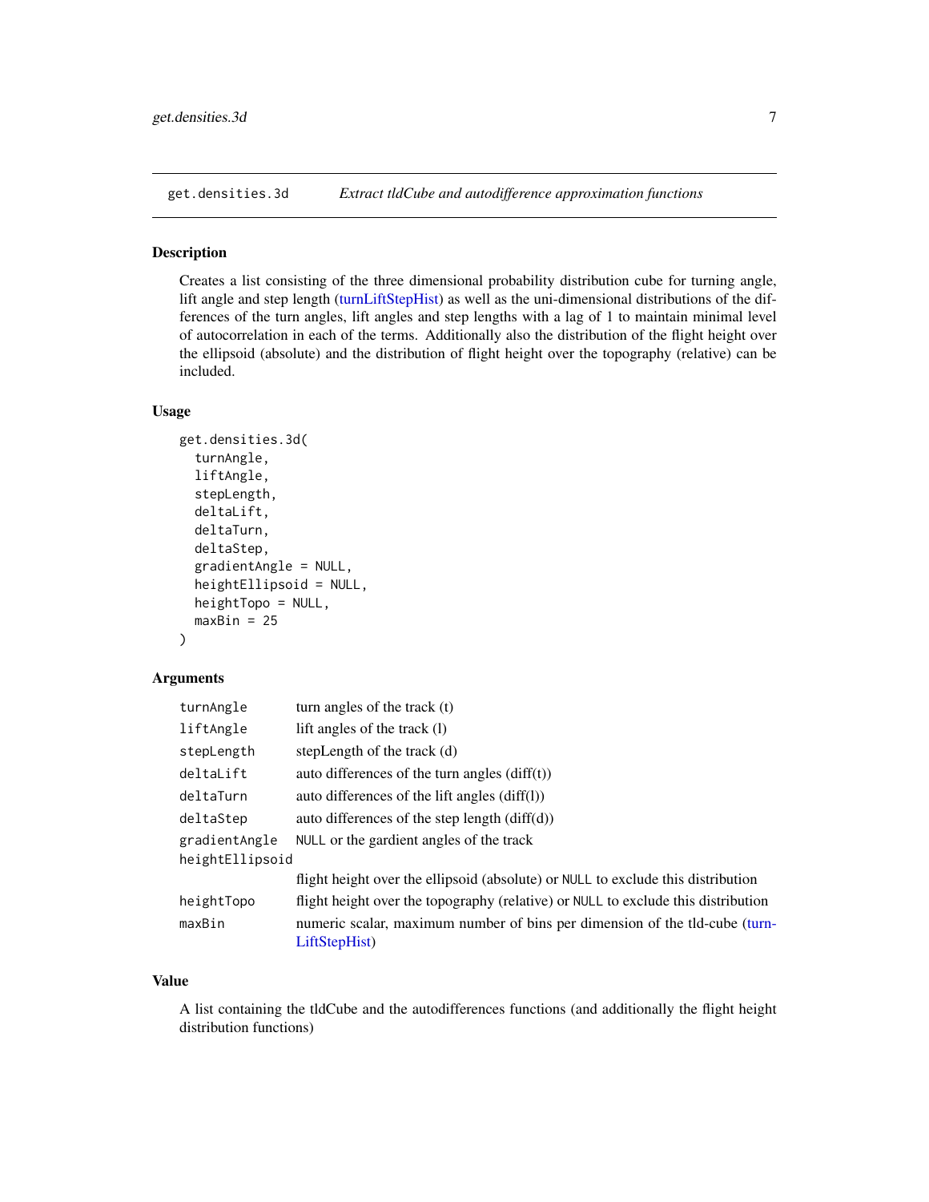get.densities.3d    *Extract tldCube and autodifference approximation functions*

## Description

Creates a list consisting of the three dimensional probability distribution cube for turning angle, lift angle and step length (turnLiftStepHist) as well as the uni-dimensional distributions of the differences of the turn angles, lift angles and step lengths with a lag of 1 to maintain minimal level of autocorrelation in each of the terms. Additionally also the distribution of the flight height over the ellipsoid (absolute) and the distribution of flight height over the topography (relative) can be included.

## Usage

```
get.densities.3d(
  turnAngle,
  liftAngle,
  stepLength,
  deltaLift,
  deltaTurn,
  deltaStep,
  gradientAngle = NULL,
  heightEllipsoid = NULL,
  heightTopo = NULL,
  maxBin = 25
)
```

## Arguments

| | |
|---|---|
| `turnAngle` | turn angles of the track (t) |
| `liftAngle` | lift angles of the track (l) |
| `stepLength` | stepLength of the track (d) |
| `deltaLift` | auto differences of the turn angles (diff(t)) |
| `deltaTurn` | auto differences of the lift angles (diff(l)) |
| `deltaStep` | auto differences of the step length (diff(d)) |
| `gradientAngle` | `NULL` or the gardient angles of the track |
| `heightEllipsoid` | flight height over the ellipsoid (absolute) or `NULL` to exclude this distribution |
| `heightTopo` | flight height over the topography (relative) or `NULL` to exclude this distribution |
| `maxBin` | numeric scalar, maximum number of bins per dimension of the tld-cube (turnLiftStepHist) |

## Value

A list containing the tldCube and the autodifferences functions (and additionally the flight height distribution functions)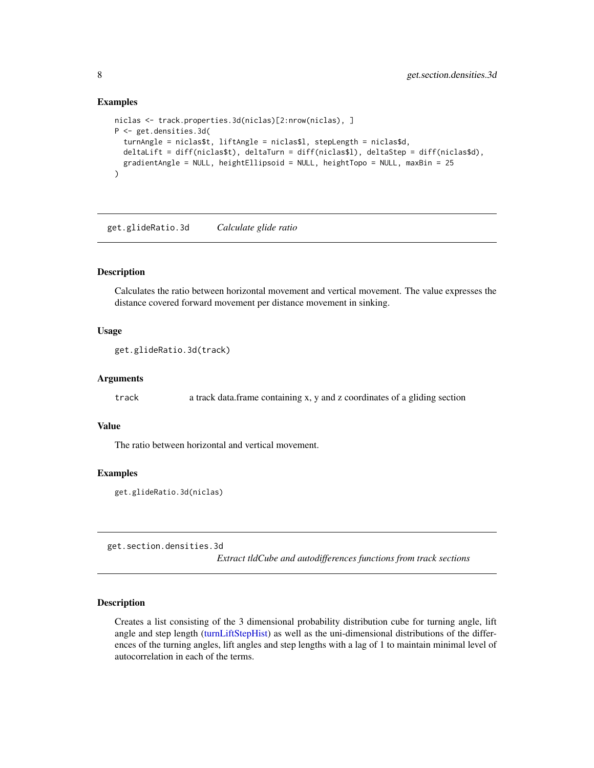## Examples

```
niclas <- track.properties.3d(niclas)[2:nrow(niclas), ]
P <- get.densities.3d(
  turnAngle = niclas$t, liftAngle = niclas$l, stepLength = niclas$d,
  deltaLift = diff(niclas$t), deltaTurn = diff(niclas$l), deltaStep = diff(niclas$d),
  gradientAngle = NULL, heightEllipsoid = NULL, heightTopo = NULL, maxBin = 25
)
```

---

# get.glideRatio.3d — *Calculate glide ratio*

---

## Description

Calculates the ratio between horizontal movement and vertical movement. The value expresses the distance covered forward movement per distance movement in sinking.

## Usage

```
get.glideRatio.3d(track)
```

## Arguments

| | |
|---|---|
| track | a track data.frame containing x, y and z coordinates of a gliding section |

## Value

The ratio between horizontal and vertical movement.

## Examples

```
get.glideRatio.3d(niclas)
```

---

# get.section.densities.3d — *Extract tldCube and autodifferences functions from track sections*

---

## Description

Creates a list consisting of the 3 dimensional probability distribution cube for turning angle, lift angle and step length (turnLiftStepHist) as well as the uni-dimensional distributions of the differences of the turning angles, lift angles and step lengths with a lag of 1 to maintain minimal level of autocorrelation in each of the terms.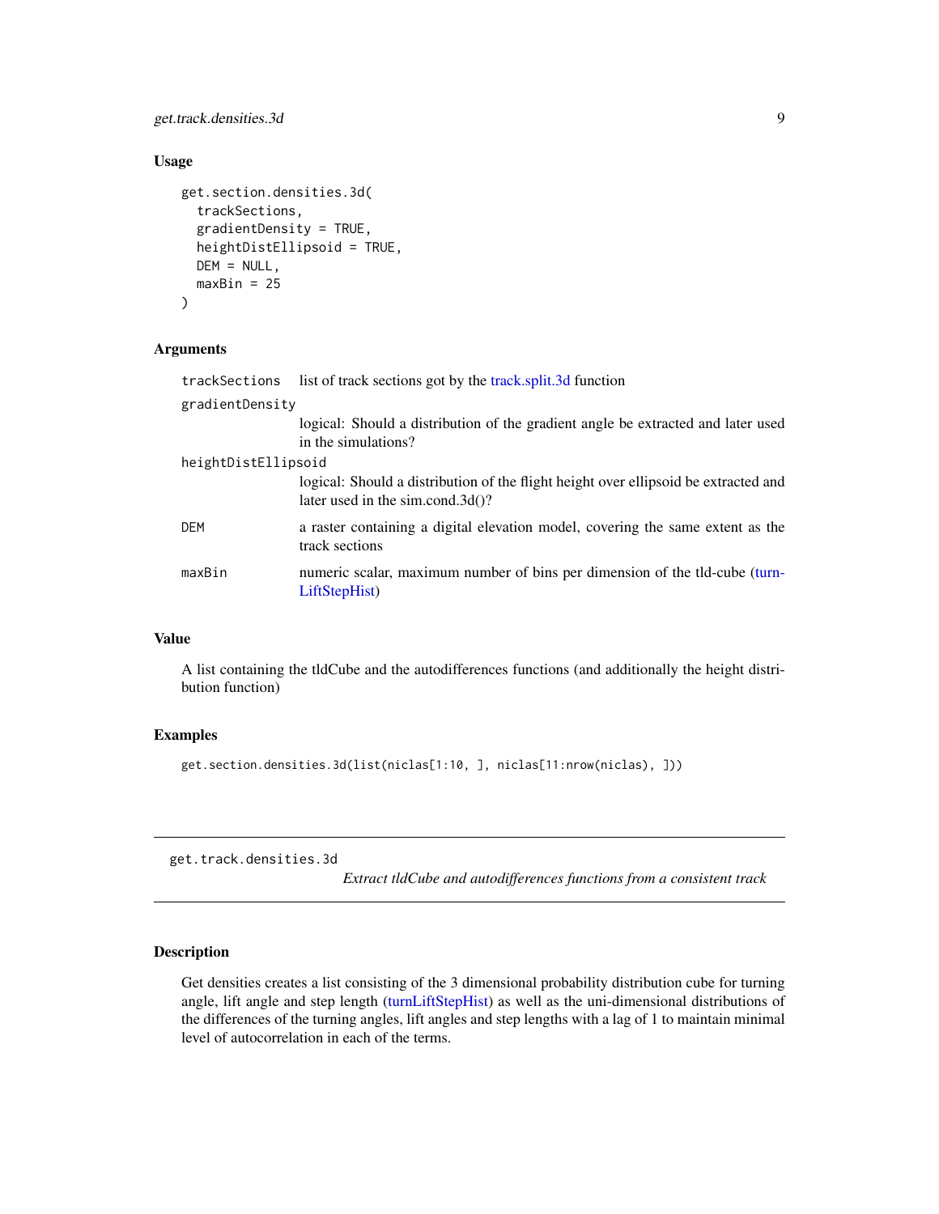### Usage

```
get.section.densities.3d(
  trackSections,
  gradientDensity = TRUE,
  heightDistEllipsoid = TRUE,
  DEM = NULL,
  maxBin = 25
)
```

### Arguments

| | |
|---|---|
| trackSections | list of track sections got by the track.split.3d function |
| gradientDensity | logical: Should a distribution of the gradient angle be extracted and later used in the simulations? |
| heightDistEllipsoid | logical: Should a distribution of the flight height over ellipsoid be extracted and later used in the sim.cond.3d()? |
| DEM | a raster containing a digital elevation model, covering the same extent as the track sections |
| maxBin | numeric scalar, maximum number of bins per dimension of the tld-cube (turnLiftStepHist) |

### Value

A list containing the tldCube and the autodifferences functions (and additionally the height distribution function)

### Examples

```
get.section.densities.3d(list(niclas[1:10, ], niclas[11:nrow(niclas), ]))
```

---

## get.track.densities.3d

*Extract tldCube and autodifferences functions from a consistent track*

---

### Description

Get densities creates a list consisting of the 3 dimensional probability distribution cube for turning angle, lift angle and step length (turnLiftStepHist) as well as the uni-dimensional distributions of the differences of the turning angles, lift angles and step lengths with a lag of 1 to maintain minimal level of autocorrelation in each of the terms.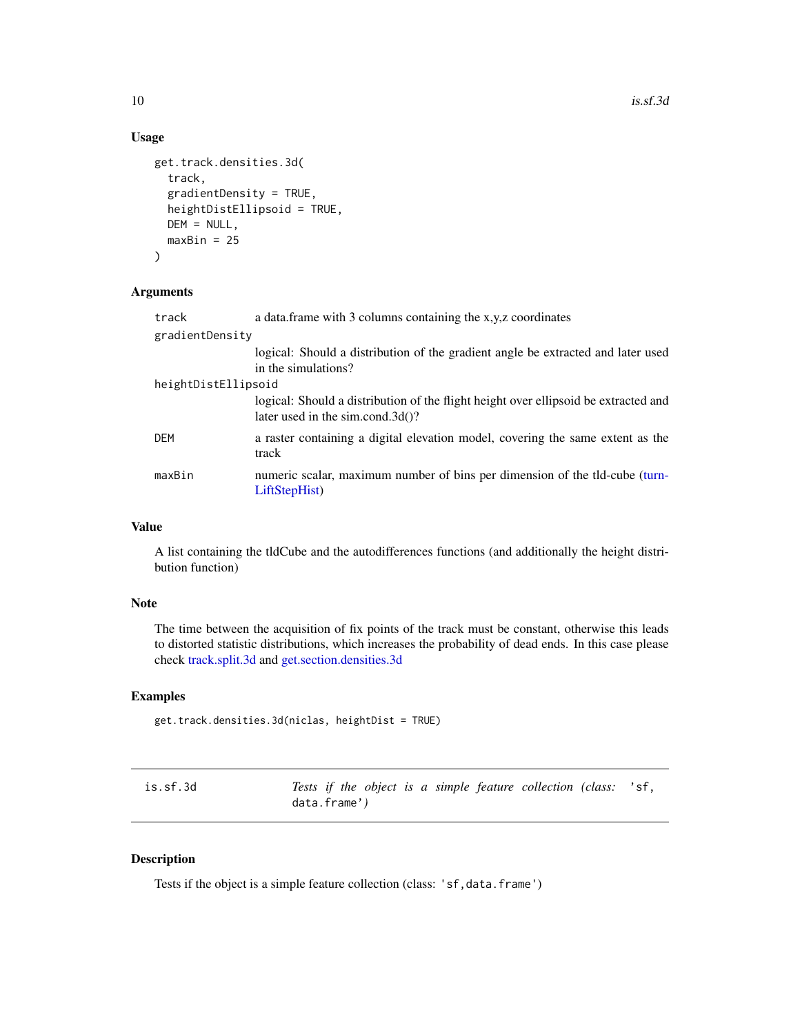### Usage

```
get.track.densities.3d(
  track,
  gradientDensity = TRUE,
  heightDistEllipsoid = TRUE,
  DEM = NULL,
  maxBin = 25
)
```

### Arguments

| | |
|---|---|
| track | a data.frame with 3 columns containing the x,y,z coordinates |
| gradientDensity | logical: Should a distribution of the gradient angle be extracted and later used in the simulations? |
| heightDistEllipsoid | logical: Should a distribution of the flight height over ellipsoid be extracted and later used in the sim.cond.3d()? |
| DEM | a raster containing a digital elevation model, covering the same extent as the track |
| maxBin | numeric scalar, maximum number of bins per dimension of the tld-cube (turnLiftStepHist) |

### Value

A list containing the tldCube and the autodifferences functions (and additionally the height distribution function)

### Note

The time between the acquisition of fix points of the track must be constant, otherwise this leads to distorted statistic distributions, which increases the probability of dead ends. In this case please check track.split.3d and get.section.densities.3d

### Examples

```
get.track.densities.3d(niclas, heightDist = TRUE)
```

---

## is.sf.3d — *Tests if the object is a simple feature collection (class: 'sf, data.frame')*

### Description

Tests if the object is a simple feature collection (class: 'sf,data.frame')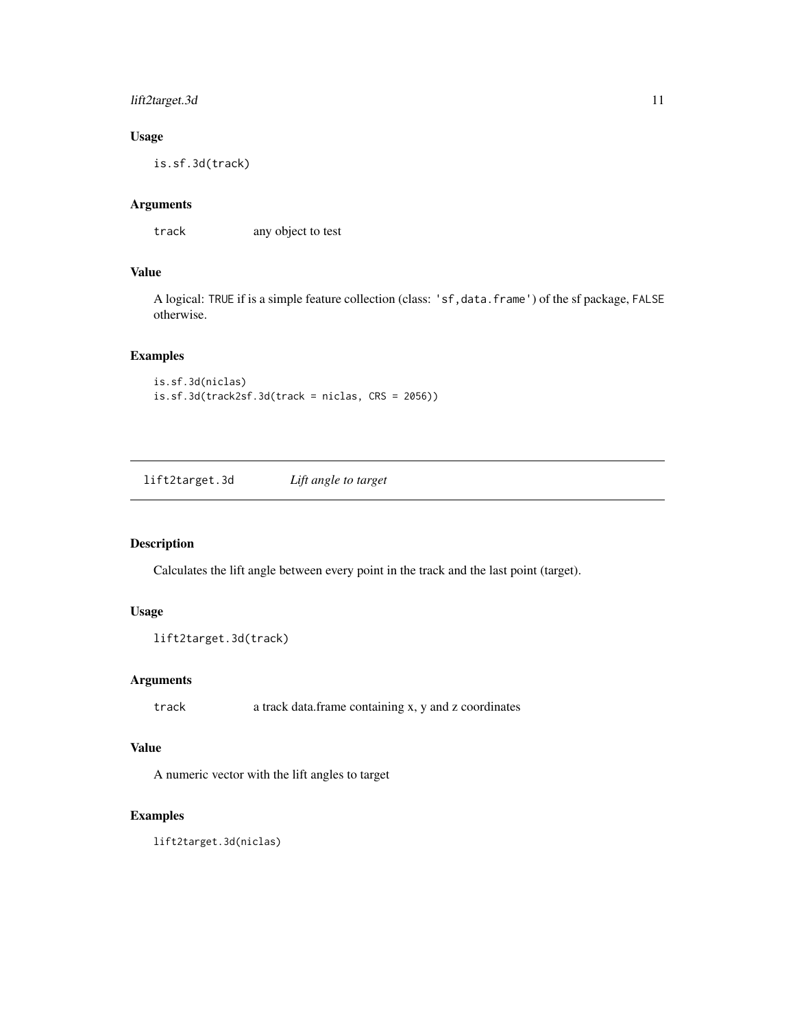## Usage

```
is.sf.3d(track)
```

## Arguments

| | |
|---|---|
| track | any object to test |

## Value

A logical: `TRUE` if is a simple feature collection (class: `'sf,data.frame'`) of the sf package, `FALSE` otherwise.

## Examples

```
is.sf.3d(niclas)
is.sf.3d(track2sf.3d(track = niclas, CRS = 2056))
```

---

# lift2target.3d *Lift angle to target*

## Description

Calculates the lift angle between every point in the track and the last point (target).

## Usage

```
lift2target.3d(track)
```

## Arguments

| | |
|---|---|
| track | a track data.frame containing x, y and z coordinates |

## Value

A numeric vector with the lift angles to target

## Examples

```
lift2target.3d(niclas)
```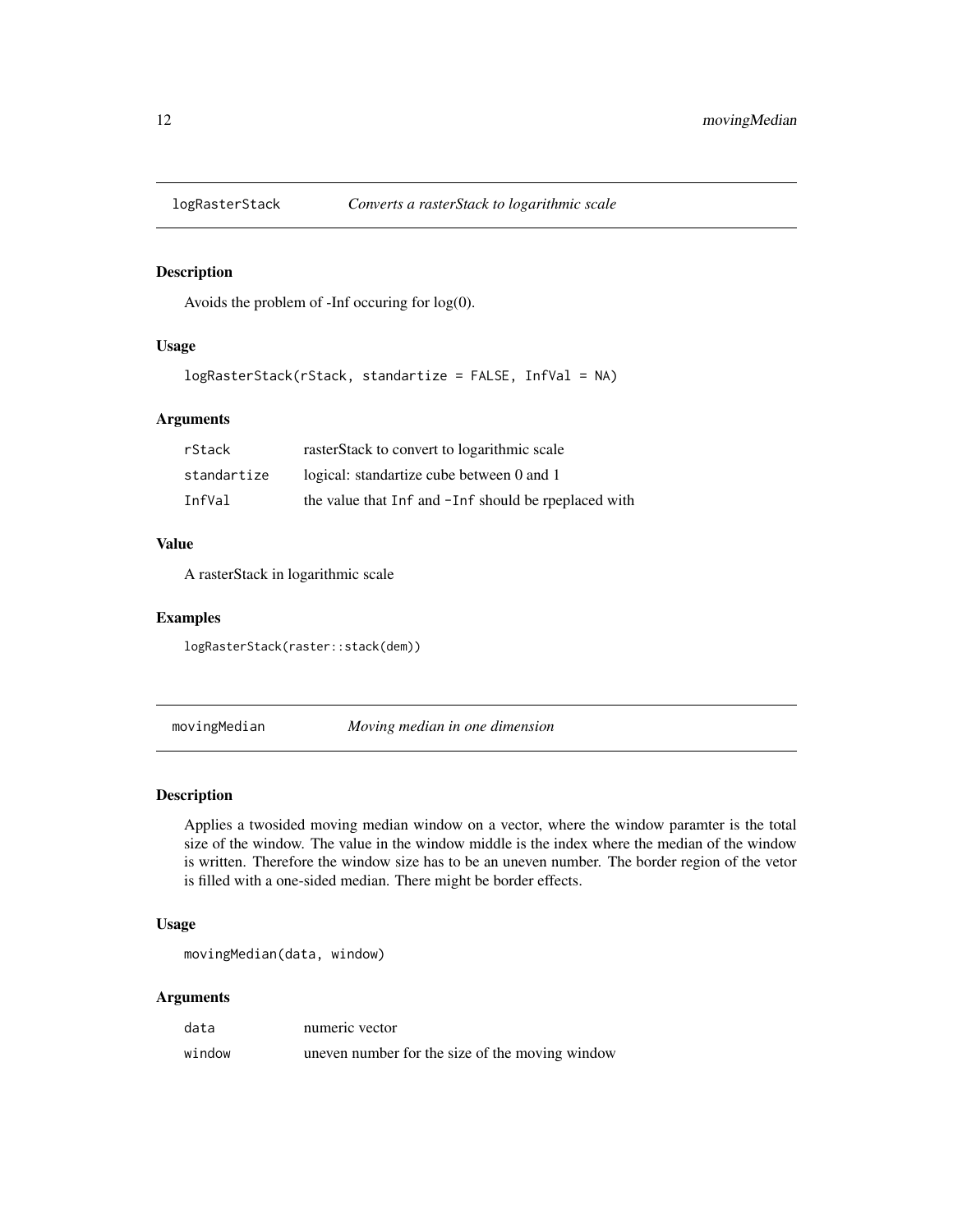## logRasterStack *Converts a rasterStack to logarithmic scale*

### Description

Avoids the problem of -Inf occuring for log(0).

### Usage

```
logRasterStack(rStack, standartize = FALSE, InfVal = NA)
```

### Arguments

| | |
|---|---|
| rStack | rasterStack to convert to logarithmic scale |
| standartize | logical: standartize cube between 0 and 1 |
| InfVal | the value that Inf and -Inf should be rpeplaced with |

### Value

A rasterStack in logarithmic scale

### Examples

```
logRasterStack(raster::stack(dem))
```

## movingMedian *Moving median in one dimension*

### Description

Applies a twosided moving median window on a vector, where the window paramter is the total size of the window. The value in the window middle is the index where the median of the window is written. Therefore the window size has to be an uneven number. The border region of the vetor is filled with a one-sided median. There might be border effects.

### Usage

```
movingMedian(data, window)
```

### Arguments

| | |
|---|---|
| data | numeric vector |
| window | uneven number for the size of the moving window |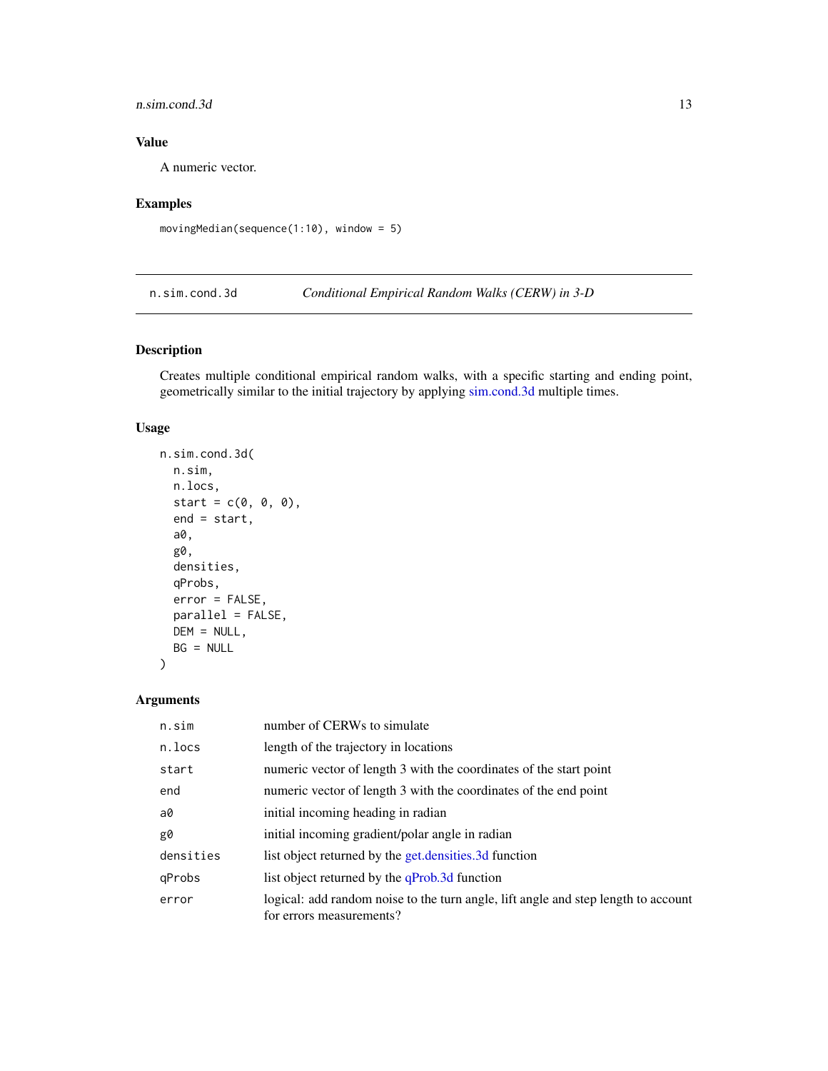## Value

A numeric vector.

## Examples

```
movingMedian(sequence(1:10), window = 5)
```

---

n.sim.cond.3d *Conditional Empirical Random Walks (CERW) in 3-D*

---

## Description

Creates multiple conditional empirical random walks, with a specific starting and ending point, geometrically similar to the initial trajectory by applying sim.cond.3d multiple times.

## Usage

```
n.sim.cond.3d(
  n.sim,
  n.locs,
  start = c(0, 0, 0),
  end = start,
  a0,
  g0,
  densities,
  qProbs,
  error = FALSE,
  parallel = FALSE,
  DEM = NULL,
  BG = NULL
)
```

## Arguments

| | |
|---|---|
| `n.sim` | number of CERWs to simulate |
| `n.locs` | length of the trajectory in locations |
| `start` | numeric vector of length 3 with the coordinates of the start point |
| `end` | numeric vector of length 3 with the coordinates of the end point |
| `a0` | initial incoming heading in radian |
| `g0` | initial incoming gradient/polar angle in radian |
| `densities` | list object returned by the get.densities.3d function |
| `qProbs` | list object returned by the qProb.3d function |
| `error` | logical: add random noise to the turn angle, lift angle and step length to account for errors measurements? |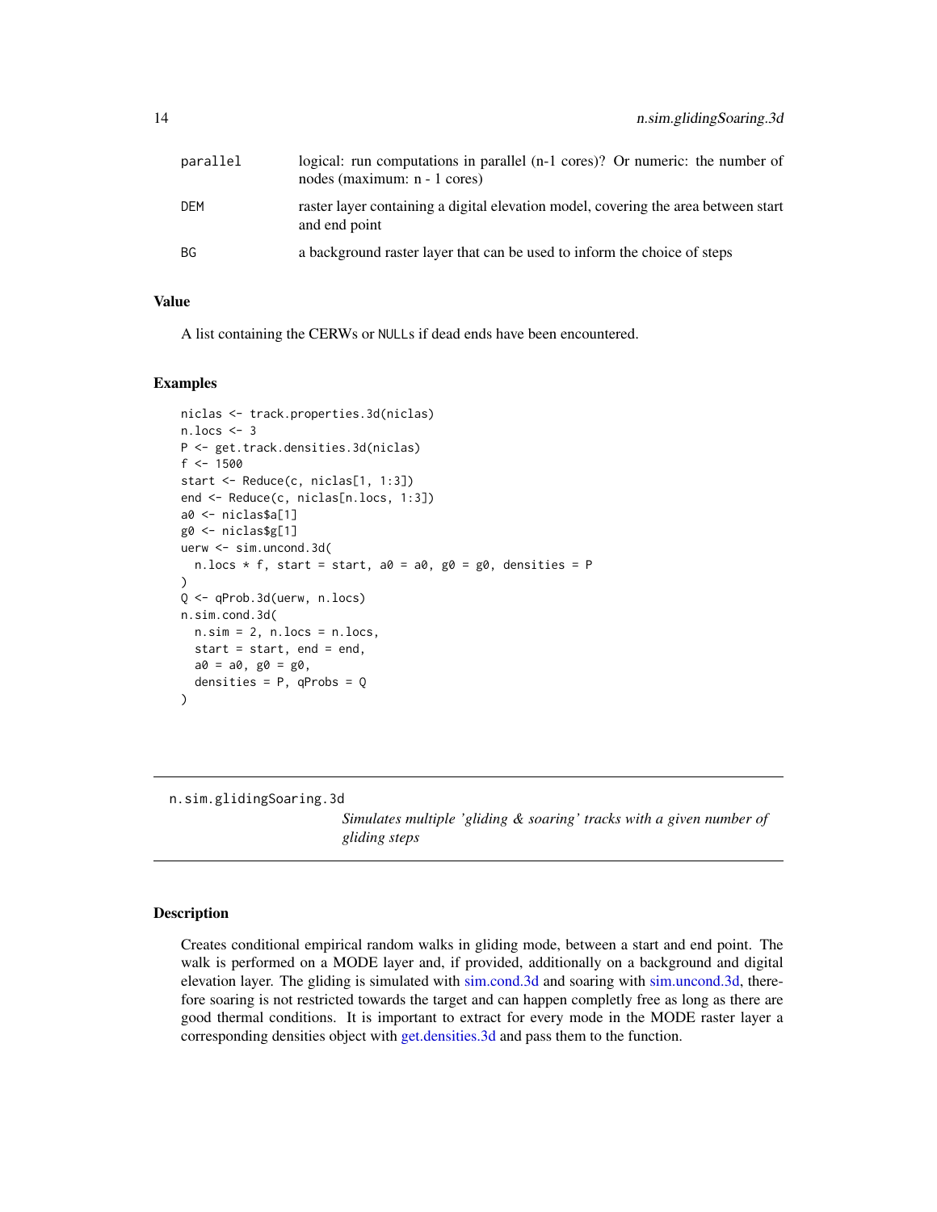| | |
|---|---|
| parallel | logical: run computations in parallel (n-1 cores)? Or numeric: the number of nodes (maximum: n - 1 cores) |
| DEM | raster layer containing a digital elevation model, covering the area between start and end point |
| BG | a background raster layer that can be used to inform the choice of steps |

### Value

A list containing the CERWs or NULLs if dead ends have been encountered.

### Examples

```
niclas <- track.properties.3d(niclas)
n.locs <- 3
P <- get.track.densities.3d(niclas)
f <- 1500
start <- Reduce(c, niclas[1, 1:3])
end <- Reduce(c, niclas[n.locs, 1:3])
a0 <- niclas$a[1]
g0 <- niclas$g[1]
uerw <- sim.uncond.3d(
  n.locs * f, start = start, a0 = a0, g0 = g0, densities = P
)
Q <- qProb.3d(uerw, n.locs)
n.sim.cond.3d(
  n.sim = 2, n.locs = n.locs,
  start = start, end = end,
  a0 = a0, g0 = g0,
  densities = P, qProbs = Q
)
```

---

## n.sim.glidingSoaring.3d

*Simulates multiple 'gliding & soaring' tracks with a given number of gliding steps*

### Description

Creates conditional empirical random walks in gliding mode, between a start and end point. The walk is performed on a MODE layer and, if provided, additionally on a background and digital elevation layer. The gliding is simulated with sim.cond.3d and soaring with sim.uncond.3d, therefore soaring is not restricted towards the target and can happen completly free as long as there are good thermal conditions. It is important to extract for every mode in the MODE raster layer a corresponding densities object with get.densities.3d and pass them to the function.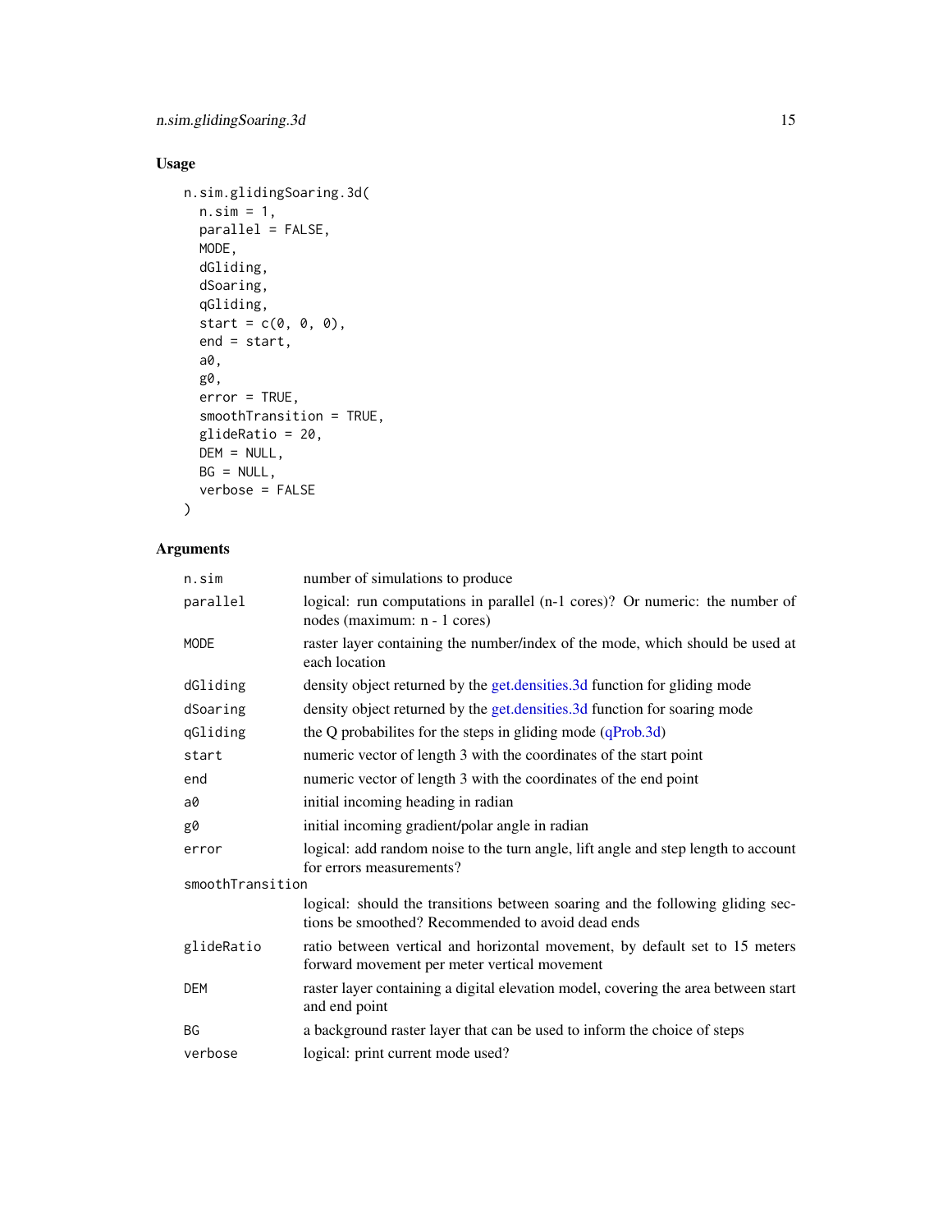## Usage

```
n.sim.glidingSoaring.3d(
  n.sim = 1,
  parallel = FALSE,
  MODE,
  dGliding,
  dSoaring,
  qGliding,
  start = c(0, 0, 0),
  end = start,
  a0,
  g0,
  error = TRUE,
  smoothTransition = TRUE,
  glideRatio = 20,
  DEM = NULL,
  BG = NULL,
  verbose = FALSE
)
```

## Arguments

| | |
|---|---|
| `n.sim` | number of simulations to produce |
| `parallel` | logical: run computations in parallel (n-1 cores)? Or numeric: the number of nodes (maximum: n - 1 cores) |
| `MODE` | raster layer containing the number/index of the mode, which should be used at each location |
| `dGliding` | density object returned by the get.densities.3d function for gliding mode |
| `dSoaring` | density object returned by the get.densities.3d function for soaring mode |
| `qGliding` | the Q probabilites for the steps in gliding mode (qProb.3d) |
| `start` | numeric vector of length 3 with the coordinates of the start point |
| `end` | numeric vector of length 3 with the coordinates of the end point |
| `a0` | initial incoming heading in radian |
| `g0` | initial incoming gradient/polar angle in radian |
| `error` | logical: add random noise to the turn angle, lift angle and step length to account for errors measurements? |
| `smoothTransition` | logical: should the transitions between soaring and the following gliding sections be smoothed? Recommended to avoid dead ends |
| `glideRatio` | ratio between vertical and horizontal movement, by default set to 15 meters forward movement per meter vertical movement |
| `DEM` | raster layer containing a digital elevation model, covering the area between start and end point |
| `BG` | a background raster layer that can be used to inform the choice of steps |
| `verbose` | logical: print current mode used? |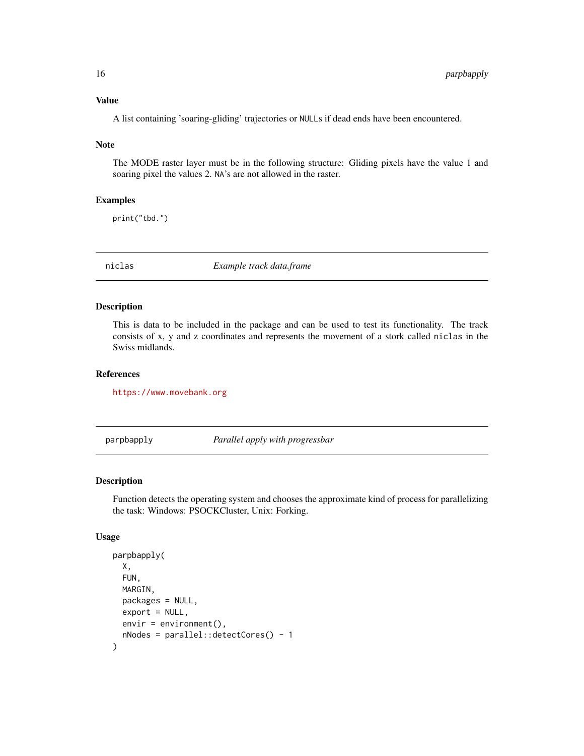### Value

A list containing 'soaring-gliding' trajectories or NULLs if dead ends have been encountered.

### Note

The MODE raster layer must be in the following structure: Gliding pixels have the value 1 and soaring pixel the values 2. NA's are not allowed in the raster.

### Examples

```
print("tbd.")
```

---

## niclas — *Example track data.frame*

### Description

This is data to be included in the package and can be used to test its functionality. The track consists of x, y and z coordinates and represents the movement of a stork called niclas in the Swiss midlands.

### References

https://www.movebank.org

---

## parpbapply — *Parallel apply with progressbar*

### Description

Function detects the operating system and chooses the approximate kind of process for parallelizing the task: Windows: PSOCKCluster, Unix: Forking.

### Usage

```
parpbapply(
  X,
  FUN,
  MARGIN,
  packages = NULL,
  export = NULL,
  envir = environment(),
  nNodes = parallel::detectCores() - 1
)
```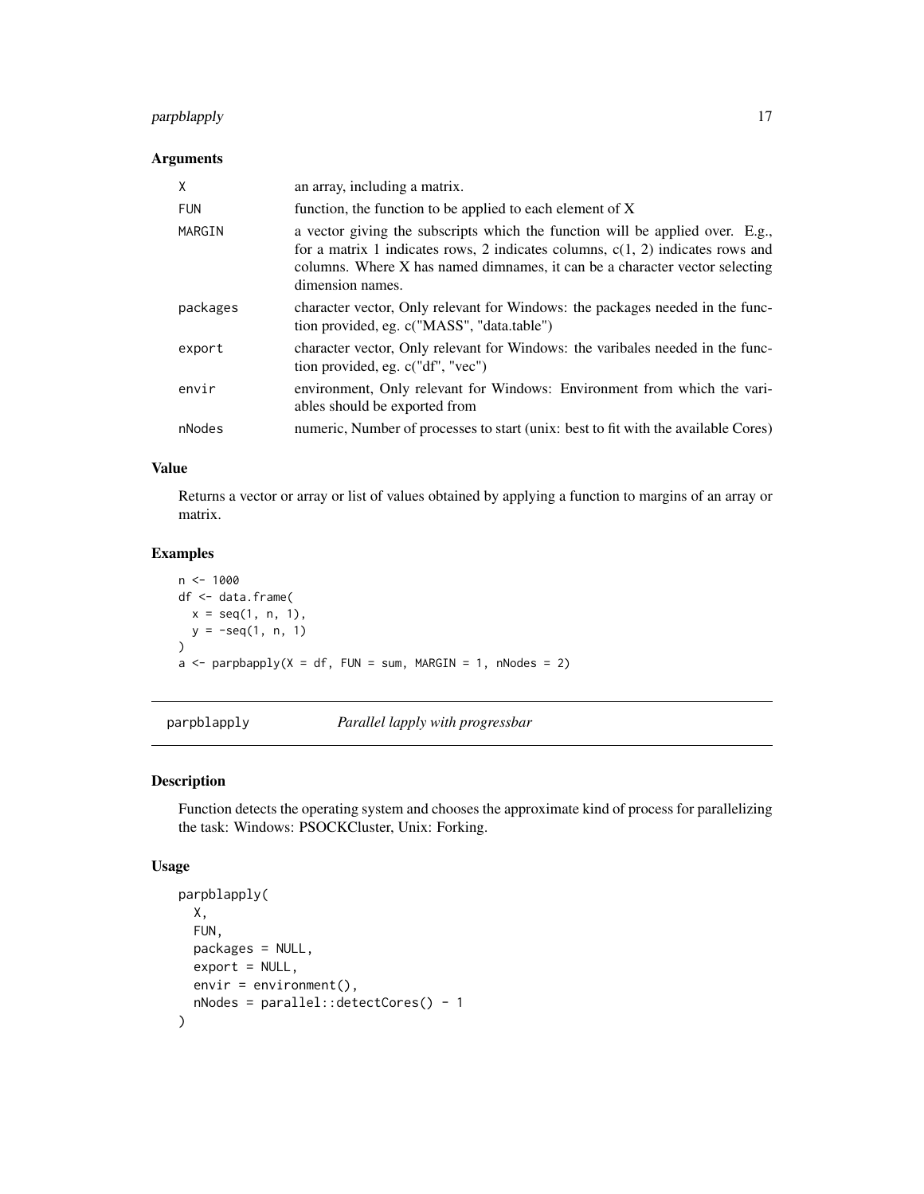### Arguments

| | |
|---|---|
| X | an array, including a matrix. |
| FUN | function, the function to be applied to each element of X |
| MARGIN | a vector giving the subscripts which the function will be applied over. E.g., for a matrix 1 indicates rows, 2 indicates columns, c(1, 2) indicates rows and columns. Where X has named dimnames, it can be a character vector selecting dimension names. |
| packages | character vector, Only relevant for Windows: the packages needed in the function provided, eg. c("MASS", "data.table") |
| export | character vector, Only relevant for Windows: the varibales needed in the function provided, eg. c("df", "vec") |
| envir | environment, Only relevant for Windows: Environment from which the variables should be exported from |
| nNodes | numeric, Number of processes to start (unix: best to fit with the available Cores) |

### Value

Returns a vector or array or list of values obtained by applying a function to margins of an array or matrix.

### Examples

```
n <- 1000
df <- data.frame(
  x = seq(1, n, 1),
  y = -seq(1, n, 1)
)
a <- parpbapply(X = df, FUN = sum, MARGIN = 1, nNodes = 2)
```

---

## parpblapply    *Parallel lapply with progressbar*

### Description

Function detects the operating system and chooses the approximate kind of process for parallelizing the task: Windows: PSOCKCluster, Unix: Forking.

### Usage

```
parpblapply(
  X,
  FUN,
  packages = NULL,
  export = NULL,
  envir = environment(),
  nNodes = parallel::detectCores() - 1
)
```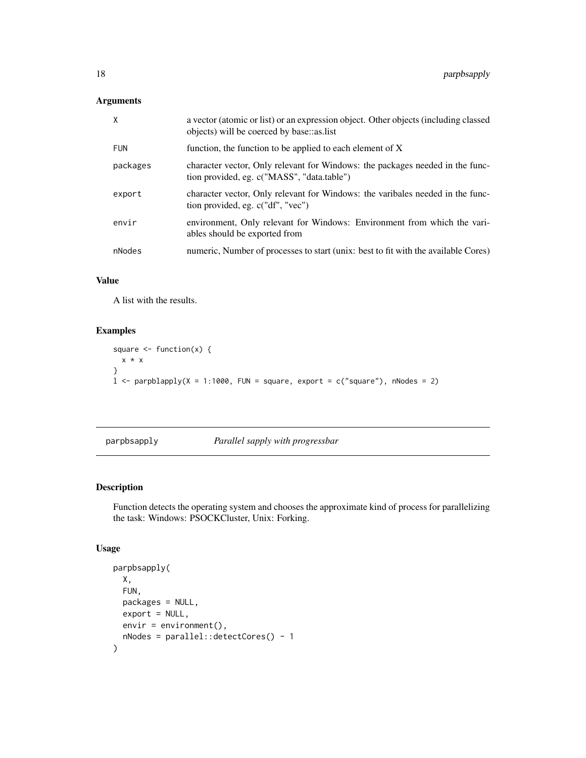## Arguments

| | |
|---|---|
| X | a vector (atomic or list) or an expression object. Other objects (including classed objects) will be coerced by base::as.list |
| FUN | function, the function to be applied to each element of X |
| packages | character vector, Only relevant for Windows: the packages needed in the function provided, eg. c("MASS", "data.table") |
| export | character vector, Only relevant for Windows: the varibales needed in the function provided, eg. c("df", "vec") |
| envir | environment, Only relevant for Windows: Environment from which the variables should be exported from |
| nNodes | numeric, Number of processes to start (unix: best to fit with the available Cores) |

## Value

A list with the results.

## Examples

```
square <- function(x) {
  x * x
}
l <- parpblapply(X = 1:1000, FUN = square, export = c("square"), nNodes = 2)
```

---

# parpbsapply *Parallel sapply with progressbar*

## Description

Function detects the operating system and chooses the approximate kind of process for parallelizing the task: Windows: PSOCKCluster, Unix: Forking.

## Usage

```
parpbsapply(
  X,
  FUN,
  packages = NULL,
  export = NULL,
  envir = environment(),
  nNodes = parallel::detectCores() - 1
)
```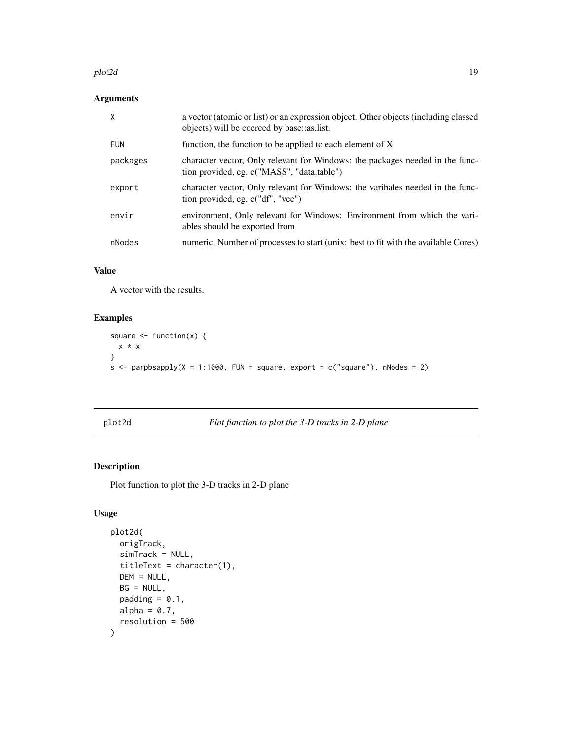## Arguments

| | |
|---|---|
| X | a vector (atomic or list) or an expression object. Other objects (including classed objects) will be coerced by base::as.list. |
| FUN | function, the function to be applied to each element of X |
| packages | character vector, Only relevant for Windows: the packages needed in the function provided, eg. c("MASS", "data.table") |
| export | character vector, Only relevant for Windows: the varibales needed in the function provided, eg. c("df", "vec") |
| envir | environment, Only relevant for Windows: Environment from which the variables should be exported from |
| nNodes | numeric, Number of processes to start (unix: best to fit with the available Cores) |

## Value

A vector with the results.

## Examples

```
square <- function(x) {
  x * x
}
s <- parpbsapply(X = 1:1000, FUN = square, export = c("square"), nNodes = 2)
```

---

# plot2d — *Plot function to plot the 3-D tracks in 2-D plane*

---

## Description

Plot function to plot the 3-D tracks in 2-D plane

## Usage

```
plot2d(
  origTrack,
  simTrack = NULL,
  titleText = character(1),
  DEM = NULL,
  BG = NULL,
  padding = 0.1,
  alpha = 0.7,
  resolution = 500
)
```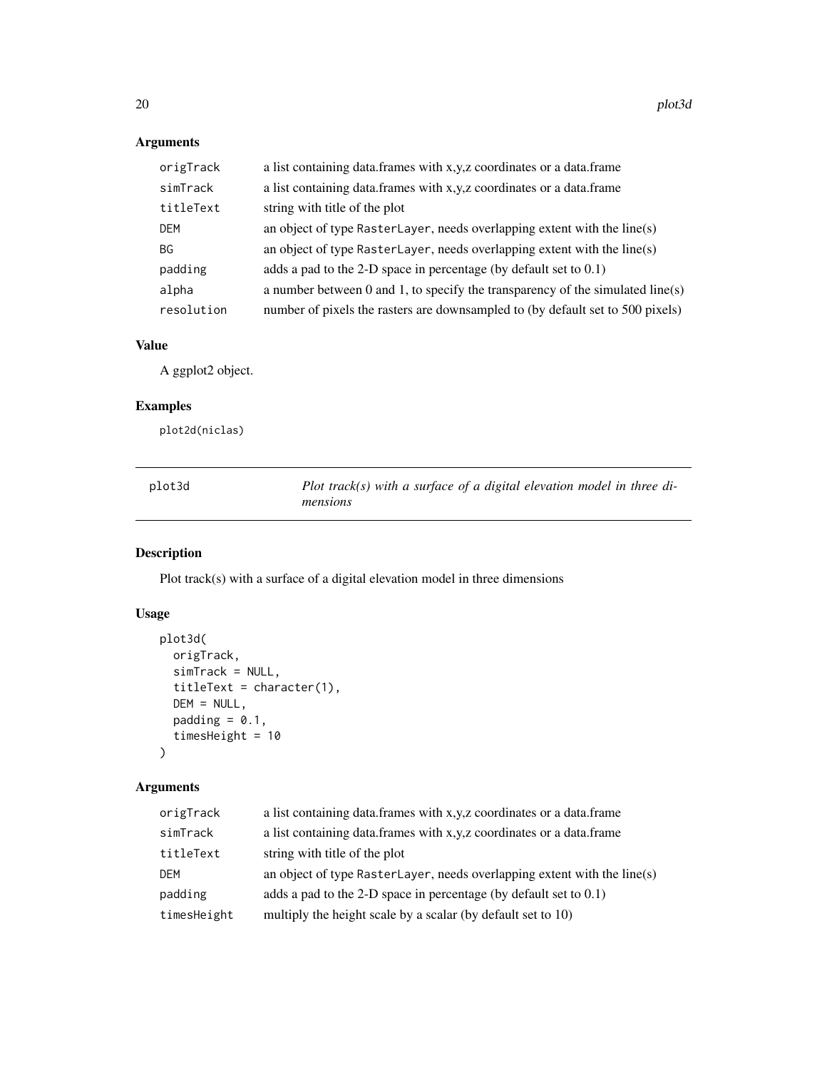## Arguments

| | |
|---|---|
| origTrack | a list containing data.frames with x,y,z coordinates or a data.frame |
| simTrack | a list containing data.frames with x,y,z coordinates or a data.frame |
| titleText | string with title of the plot |
| DEM | an object of type RasterLayer, needs overlapping extent with the line(s) |
| BG | an object of type RasterLayer, needs overlapping extent with the line(s) |
| padding | adds a pad to the 2-D space in percentage (by default set to 0.1) |
| alpha | a number between 0 and 1, to specify the transparency of the simulated line(s) |
| resolution | number of pixels the rasters are downsampled to (by default set to 500 pixels) |

## Value

A ggplot2 object.

## Examples

```
plot2d(niclas)
```

# plot3d — *Plot track(s) with a surface of a digital elevation model in three dimensions*

## Description

Plot track(s) with a surface of a digital elevation model in three dimensions

## Usage

```
plot3d(
  origTrack,
  simTrack = NULL,
  titleText = character(1),
  DEM = NULL,
  padding = 0.1,
  timesHeight = 10
)
```

## Arguments

| | |
|---|---|
| origTrack | a list containing data.frames with x,y,z coordinates or a data.frame |
| simTrack | a list containing data.frames with x,y,z coordinates or a data.frame |
| titleText | string with title of the plot |
| DEM | an object of type RasterLayer, needs overlapping extent with the line(s) |
| padding | adds a pad to the 2-D space in percentage (by default set to 0.1) |
| timesHeight | multiply the height scale by a scalar (by default set to 10) |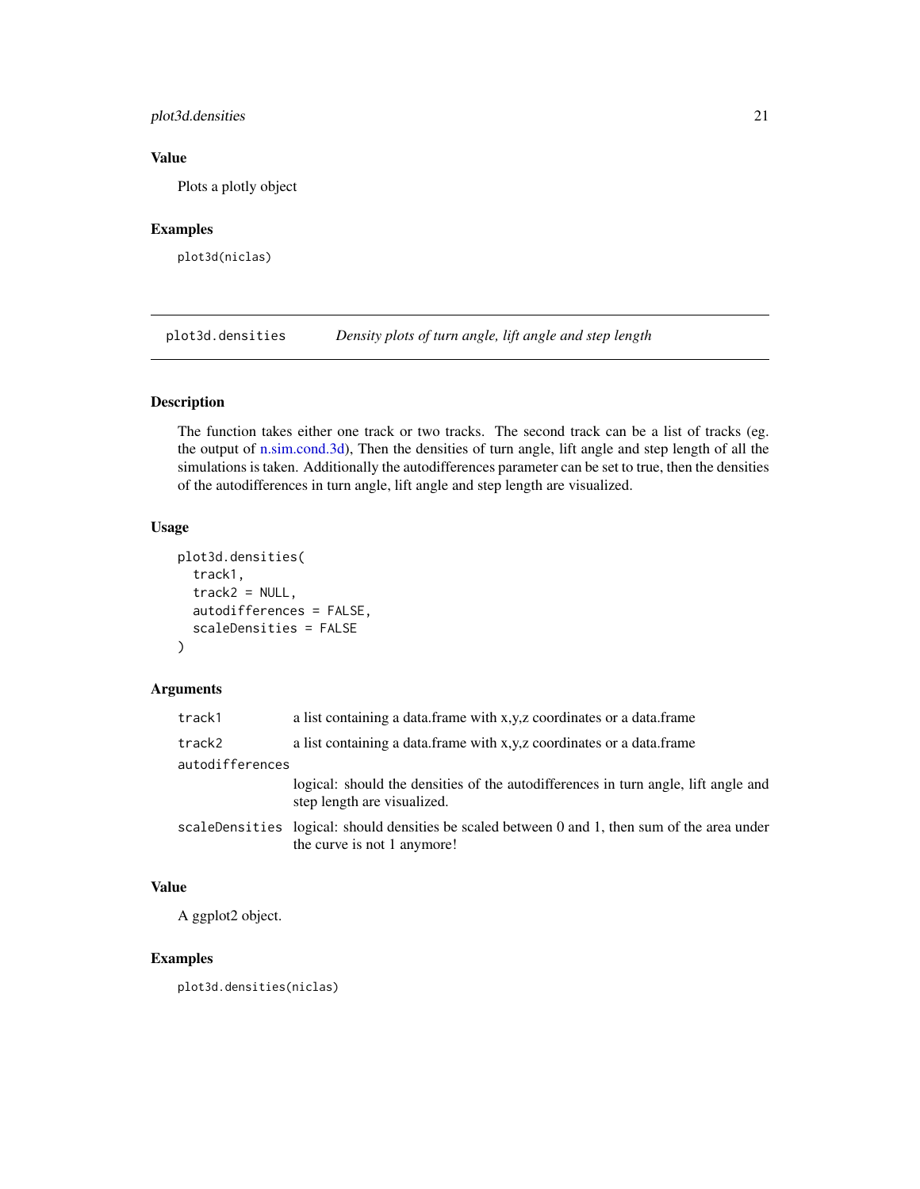## Value

Plots a plotly object

## Examples

```
plot3d(niclas)
```

---

# plot3d.densities    *Density plots of turn angle, lift angle and step length*

## Description

The function takes either one track or two tracks. The second track can be a list of tracks (eg. the output of n.sim.cond.3d), Then the densities of turn angle, lift angle and step length of all the simulations is taken. Additionally the autodifferences parameter can be set to true, then the densities of the autodifferences in turn angle, lift angle and step length are visualized.

## Usage

```
plot3d.densities(
  track1,
  track2 = NULL,
  autodifferences = FALSE,
  scaleDensities = FALSE
)
```

## Arguments

| | |
|---|---|
| `track1` | a list containing a data.frame with x,y,z coordinates or a data.frame |
| `track2` | a list containing a data.frame with x,y,z coordinates or a data.frame |
| `autodifferences` | logical: should the densities of the autodifferences in turn angle, lift angle and step length are visualized. |
| `scaleDensities` | logical: should densities be scaled between 0 and 1, then sum of the area under the curve is not 1 anymore! |

## Value

A ggplot2 object.

## Examples

```
plot3d.densities(niclas)
```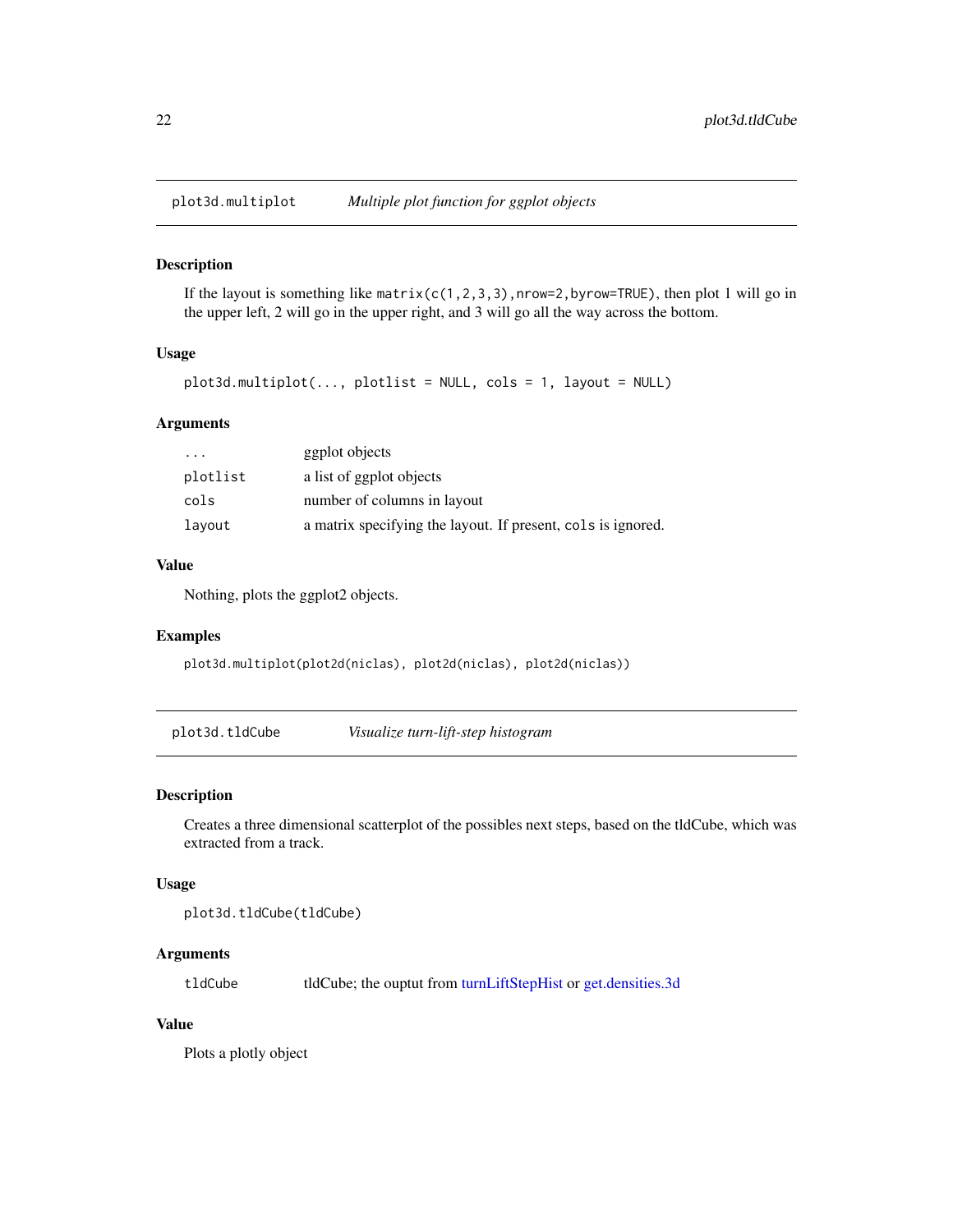## plot3d.multiplot — *Multiple plot function for ggplot objects*

### Description

If the layout is something like `matrix(c(1,2,3,3),nrow=2,byrow=TRUE)`, then plot 1 will go in the upper left, 2 will go in the upper right, and 3 will go all the way across the bottom.

### Usage

```
plot3d.multiplot(..., plotlist = NULL, cols = 1, layout = NULL)
```

### Arguments

| | |
|---|---|
| `...` | ggplot objects |
| `plotlist` | a list of ggplot objects |
| `cols` | number of columns in layout |
| `layout` | a matrix specifying the layout. If present, `cols` is ignored. |

### Value

Nothing, plots the ggplot2 objects.

### Examples

```
plot3d.multiplot(plot2d(niclas), plot2d(niclas), plot2d(niclas))
```

## plot3d.tldCube — *Visualize turn-lift-step histogram*

### Description

Creates a three dimensional scatterplot of the possibles next steps, based on the tldCube, which was extracted from a track.

### Usage

```
plot3d.tldCube(tldCube)
```

### Arguments

| | |
|---|---|
| `tldCube` | tldCube; the ouptut from turnLiftStepHist or get.densities.3d |

### Value

Plots a plotly object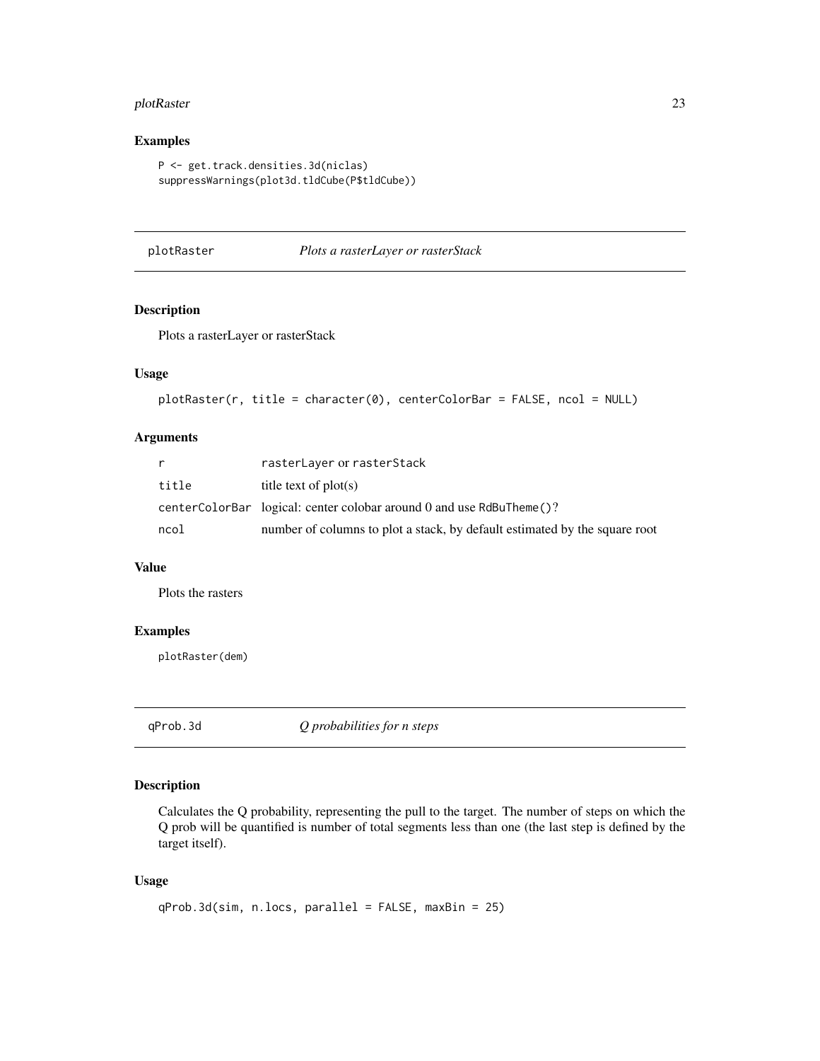## Examples

```
P <- get.track.densities.3d(niclas)
suppressWarnings(plot3d.tldCube(P$tldCube))
```

---

## plotRaster — *Plots a rasterLayer or rasterStack*

### Description

Plots a rasterLayer or rasterStack

### Usage

```
plotRaster(r, title = character(0), centerColorBar = FALSE, ncol = NULL)
```

### Arguments

| | |
|---|---|
| r | rasterLayer or rasterStack |
| title | title text of plot(s) |
| centerColorBar | logical: center colobar around 0 and use RdBuTheme()? |
| ncol | number of columns to plot a stack, by default estimated by the square root |

### Value

Plots the rasters

### Examples

```
plotRaster(dem)
```

---

## qProb.3d — *Q probabilities for n steps*

### Description

Calculates the Q probability, representing the pull to the target. The number of steps on which the Q prob will be quantified is number of total segments less than one (the last step is defined by the target itself).

### Usage

```
qProb.3d(sim, n.locs, parallel = FALSE, maxBin = 25)
```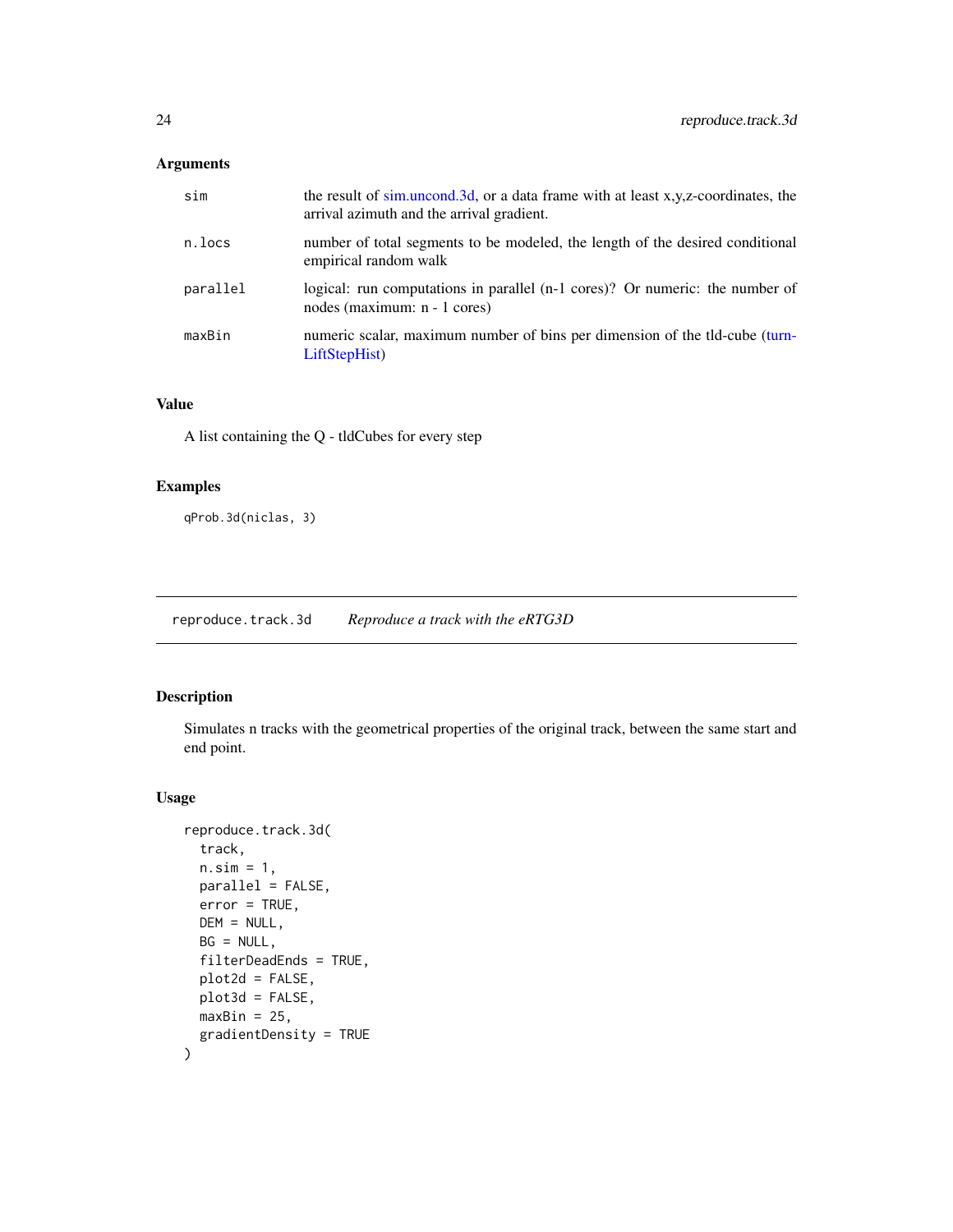### Arguments

| | |
|---|---|
| sim | the result of sim.uncond.3d, or a data frame with at least x,y,z-coordinates, the arrival azimuth and the arrival gradient. |
| n.locs | number of total segments to be modeled, the length of the desired conditional empirical random walk |
| parallel | logical: run computations in parallel (n-1 cores)? Or numeric: the number of nodes (maximum: n - 1 cores) |
| maxBin | numeric scalar, maximum number of bins per dimension of the tld-cube (turnLiftStepHist) |

### Value

A list containing the Q - tldCubes for every step

### Examples

```
qProb.3d(niclas, 3)
```

---

## reproduce.track.3d    *Reproduce a track with the eRTG3D*

---

### Description

Simulates n tracks with the geometrical properties of the original track, between the same start and end point.

### Usage

```
reproduce.track.3d(
  track,
  n.sim = 1,
  parallel = FALSE,
  error = TRUE,
  DEM = NULL,
  BG = NULL,
  filterDeadEnds = TRUE,
  plot2d = FALSE,
  plot3d = FALSE,
  maxBin = 25,
  gradientDensity = TRUE
)
```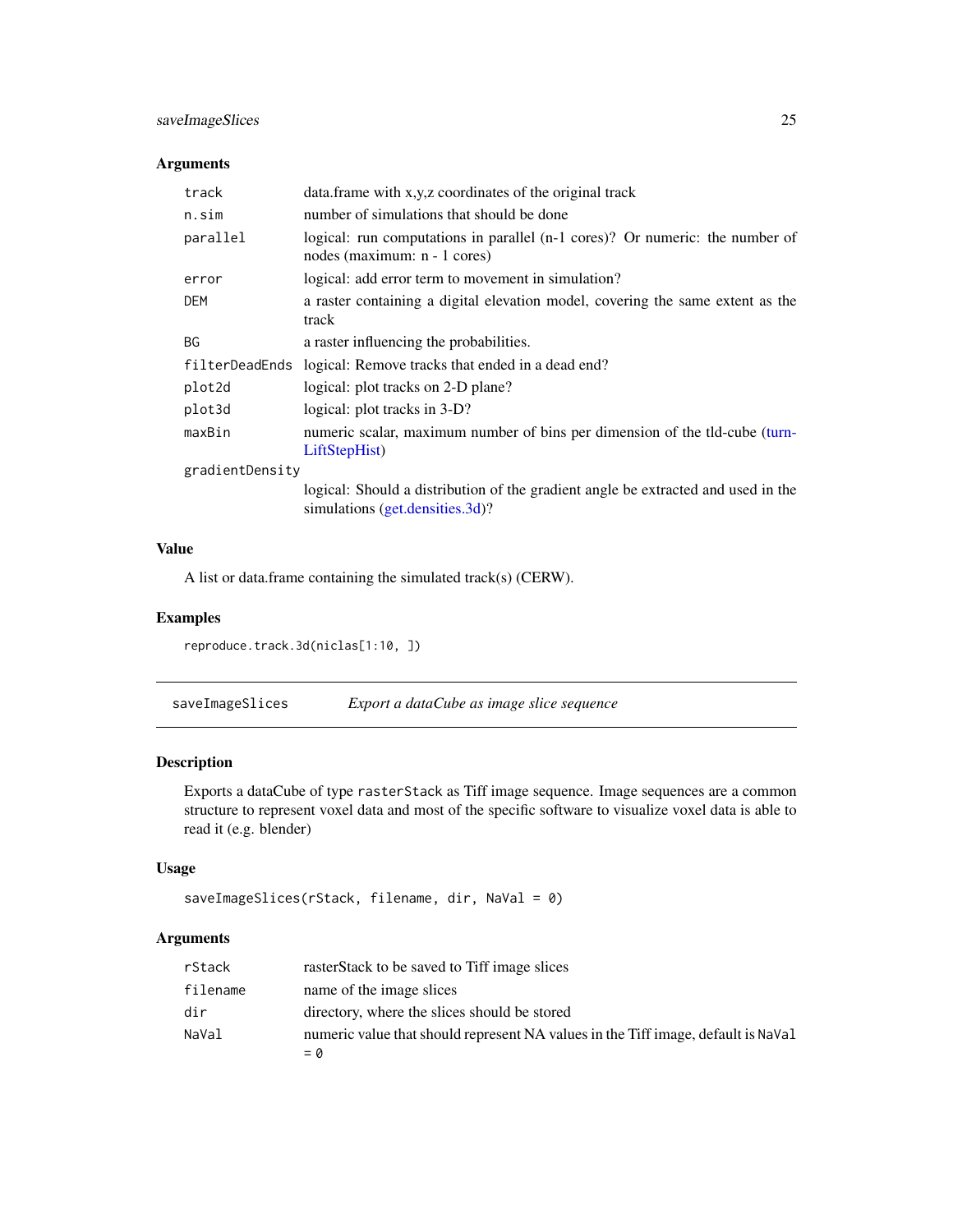### Arguments

| | |
|---|---|
| `track` | data.frame with x,y,z coordinates of the original track |
| `n.sim` | number of simulations that should be done |
| `parallel` | logical: run computations in parallel (n-1 cores)? Or numeric: the number of nodes (maximum: n - 1 cores) |
| `error` | logical: add error term to movement in simulation? |
| `DEM` | a raster containing a digital elevation model, covering the same extent as the track |
| `BG` | a raster influencing the probabilities. |
| `filterDeadEnds` | logical: Remove tracks that ended in a dead end? |
| `plot2d` | logical: plot tracks on 2-D plane? |
| `plot3d` | logical: plot tracks in 3-D? |
| `maxBin` | numeric scalar, maximum number of bins per dimension of the tld-cube (turnLiftStepHist) |
| `gradientDensity` | logical: Should a distribution of the gradient angle be extracted and used in the simulations (get.densities.3d)? |

### Value

A list or data.frame containing the simulated track(s) (CERW).

### Examples

```
reproduce.track.3d(niclas[1:10, ])
```

---

## saveImageSlices — *Export a dataCube as image slice sequence*

### Description

Exports a dataCube of type `rasterStack` as Tiff image sequence. Image sequences are a common structure to represent voxel data and most of the specific software to visualize voxel data is able to read it (e.g. blender)

### Usage

```
saveImageSlices(rStack, filename, dir, NaVal = 0)
```

### Arguments

| | |
|---|---|
| `rStack` | rasterStack to be saved to Tiff image slices |
| `filename` | name of the image slices |
| `dir` | directory, where the slices should be stored |
| `NaVal` | numeric value that should represent NA values in the Tiff image, default is `NaVal = 0` |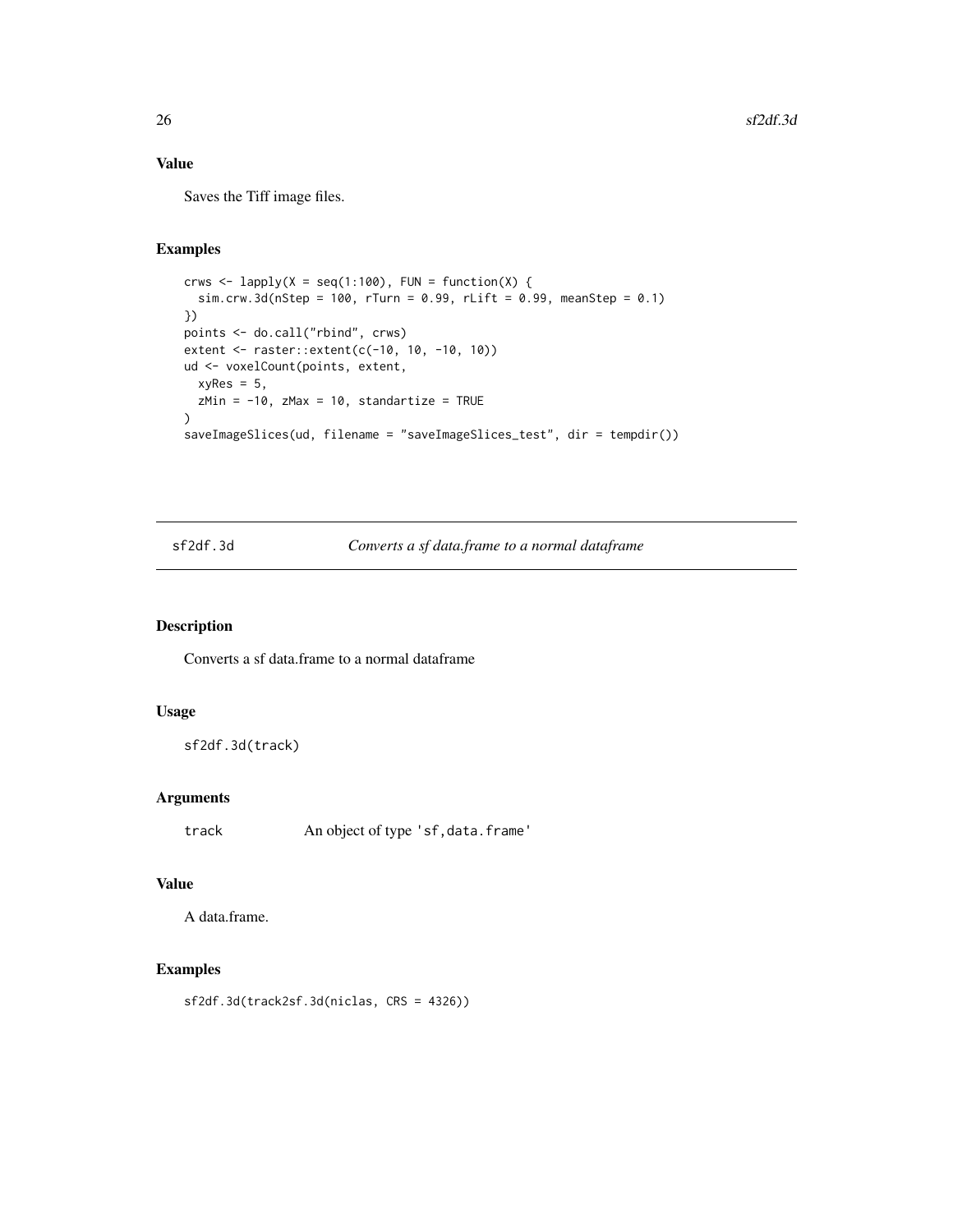## Value

Saves the Tiff image files.

## Examples

```
crws <- lapply(X = seq(1:100), FUN = function(X) {
  sim.crw.3d(nStep = 100, rTurn = 0.99, rLift = 0.99, meanStep = 0.1)
})
points <- do.call("rbind", crws)
extent <- raster::extent(c(-10, 10, -10, 10))
ud <- voxelCount(points, extent,
  xyRes = 5,
  zMin = -10, zMax = 10, standartize = TRUE
)
saveImageSlices(ud, filename = "saveImageSlices_test", dir = tempdir())
```

---

# sf2df.3d *Converts a sf data.frame to a normal dataframe*

## Description

Converts a sf data.frame to a normal dataframe

## Usage

```
sf2df.3d(track)
```

## Arguments

| | |
|---|---|
| track | An object of type 'sf,data.frame' |

## Value

A data.frame.

## Examples

```
sf2df.3d(track2sf.3d(niclas, CRS = 4326))
```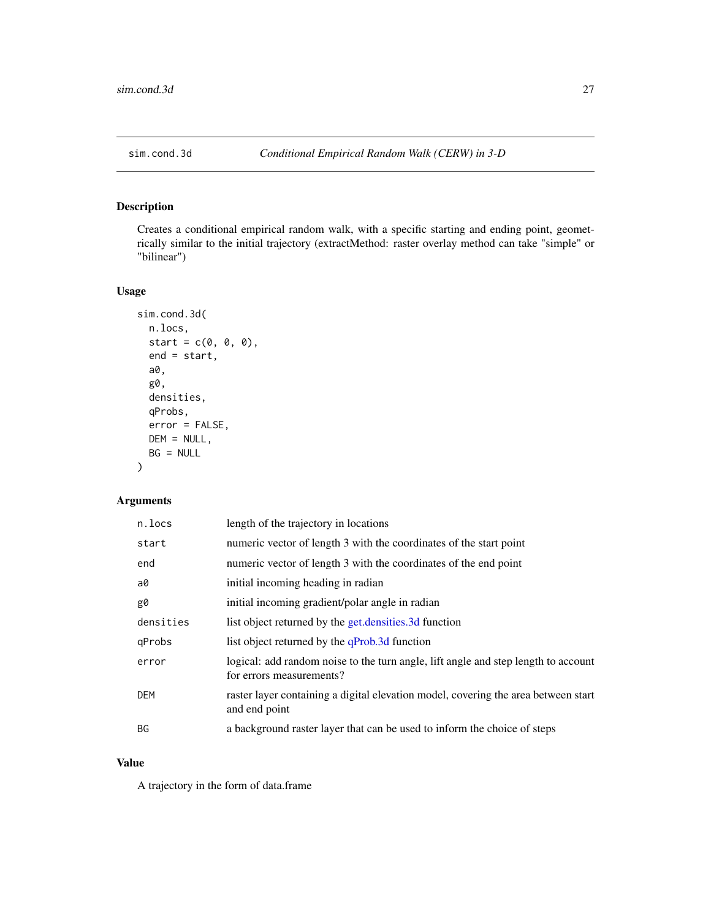# sim.cond.3d — Conditional Empirical Random Walk (CERW) in 3-D

## Description

Creates a conditional empirical random walk, with a specific starting and ending point, geometrically similar to the initial trajectory (extractMethod: raster overlay method can take "simple" or "bilinear")

## Usage

```
sim.cond.3d(
  n.locs,
  start = c(0, 0, 0),
  end = start,
  a0,
  g0,
  densities,
  qProbs,
  error = FALSE,
  DEM = NULL,
  BG = NULL
)
```

## Arguments

| | |
|---|---|
| n.locs | length of the trajectory in locations |
| start | numeric vector of length 3 with the coordinates of the start point |
| end | numeric vector of length 3 with the coordinates of the end point |
| a0 | initial incoming heading in radian |
| g0 | initial incoming gradient/polar angle in radian |
| densities | list object returned by the get.densities.3d function |
| qProbs | list object returned by the qProb.3d function |
| error | logical: add random noise to the turn angle, lift angle and step length to account for errors measurements? |
| DEM | raster layer containing a digital elevation model, covering the area between start and end point |
| BG | a background raster layer that can be used to inform the choice of steps |

## Value

A trajectory in the form of data.frame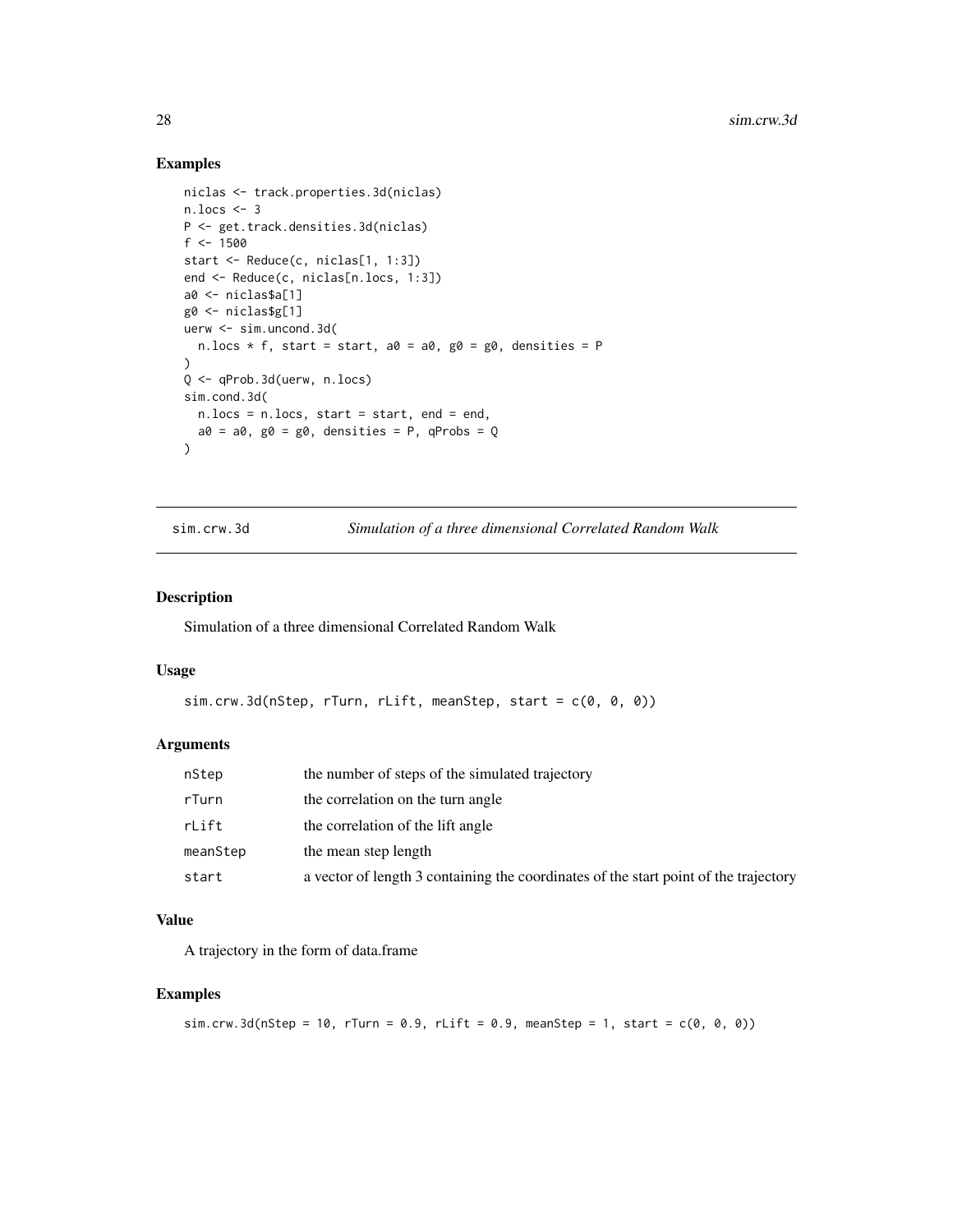## Examples

```
niclas <- track.properties.3d(niclas)
n.locs <- 3
P <- get.track.densities.3d(niclas)
f <- 1500
start <- Reduce(c, niclas[1, 1:3])
end <- Reduce(c, niclas[n.locs, 1:3])
a0 <- niclas$a[1]
g0 <- niclas$g[1]
uerw <- sim.uncond.3d(
  n.locs * f, start = start, a0 = a0, g0 = g0, densities = P
)
Q <- qProb.3d(uerw, n.locs)
sim.cond.3d(
  n.locs = n.locs, start = start, end = end,
  a0 = a0, g0 = g0, densities = P, qProbs = Q
)
```

---

# sim.crw.3d — *Simulation of a three dimensional Correlated Random Walk*

## Description

Simulation of a three dimensional Correlated Random Walk

## Usage

```
sim.crw.3d(nStep, rTurn, rLift, meanStep, start = c(0, 0, 0))
```

## Arguments

| | |
|---|---|
| `nStep` | the number of steps of the simulated trajectory |
| `rTurn` | the correlation on the turn angle |
| `rLift` | the correlation of the lift angle |
| `meanStep` | the mean step length |
| `start` | a vector of length 3 containing the coordinates of the start point of the trajectory |

## Value

A trajectory in the form of data.frame

## Examples

```
sim.crw.3d(nStep = 10, rTurn = 0.9, rLift = 0.9, meanStep = 1, start = c(0, 0, 0))
```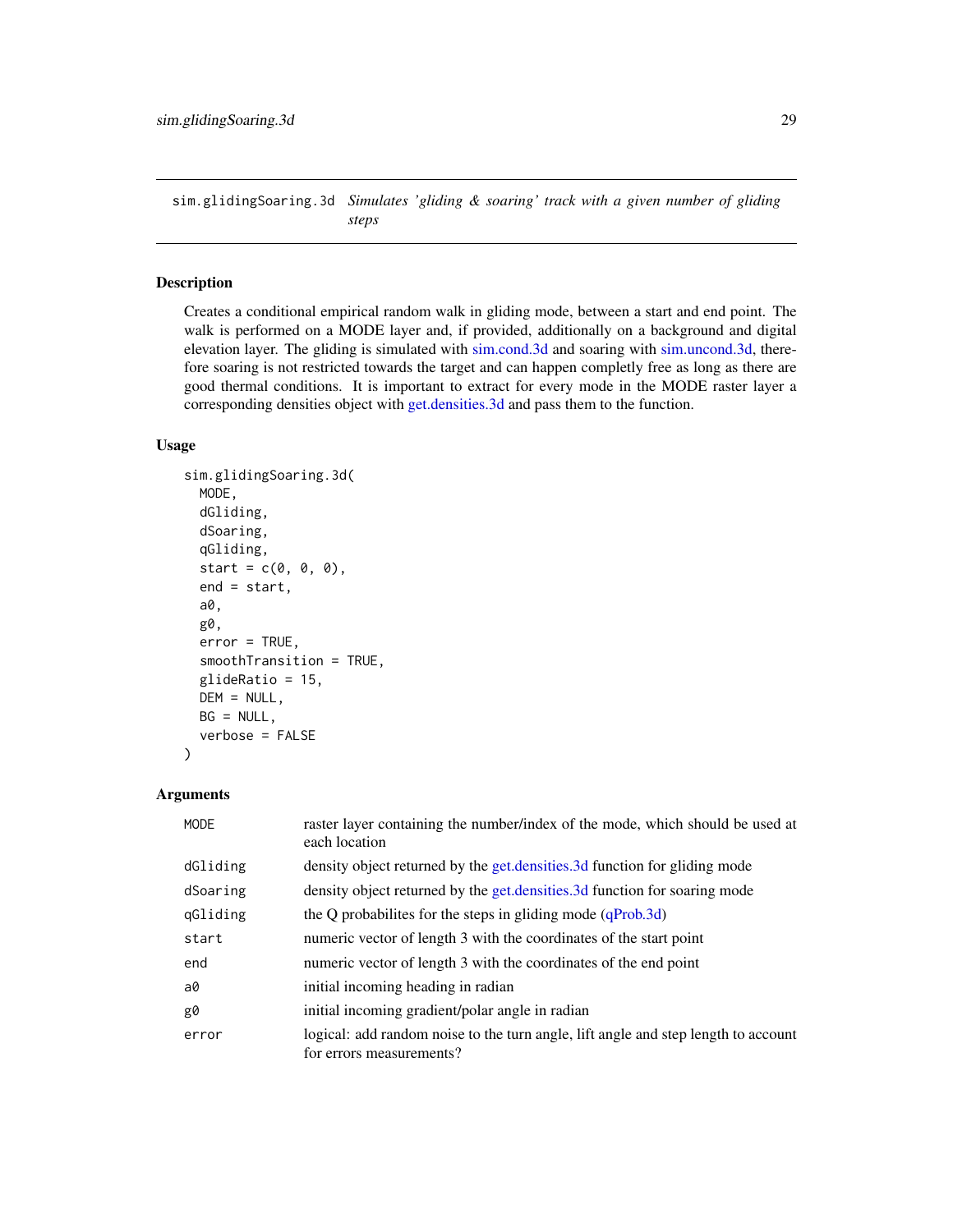sim.glidingSoaring.3d *Simulates 'gliding & soaring' track with a given number of gliding steps*

## Description

Creates a conditional empirical random walk in gliding mode, between a start and end point. The walk is performed on a MODE layer and, if provided, additionally on a background and digital elevation layer. The gliding is simulated with sim.cond.3d and soaring with sim.uncond.3d, therefore soaring is not restricted towards the target and can happen completly free as long as there are good thermal conditions. It is important to extract for every mode in the MODE raster layer a corresponding densities object with get.densities.3d and pass them to the function.

## Usage

```
sim.glidingSoaring.3d(
  MODE,
  dGliding,
  dSoaring,
  qGliding,
  start = c(0, 0, 0),
  end = start,
  a0,
  g0,
  error = TRUE,
  smoothTransition = TRUE,
  glideRatio = 15,
  DEM = NULL,
  BG = NULL,
  verbose = FALSE
)
```

## Arguments

| | |
|---|---|
| MODE | raster layer containing the number/index of the mode, which should be used at each location |
| dGliding | density object returned by the get.densities.3d function for gliding mode |
| dSoaring | density object returned by the get.densities.3d function for soaring mode |
| qGliding | the Q probabilites for the steps in gliding mode (qProb.3d) |
| start | numeric vector of length 3 with the coordinates of the start point |
| end | numeric vector of length 3 with the coordinates of the end point |
| a0 | initial incoming heading in radian |
| g0 | initial incoming gradient/polar angle in radian |
| error | logical: add random noise to the turn angle, lift angle and step length to account for errors measurements? |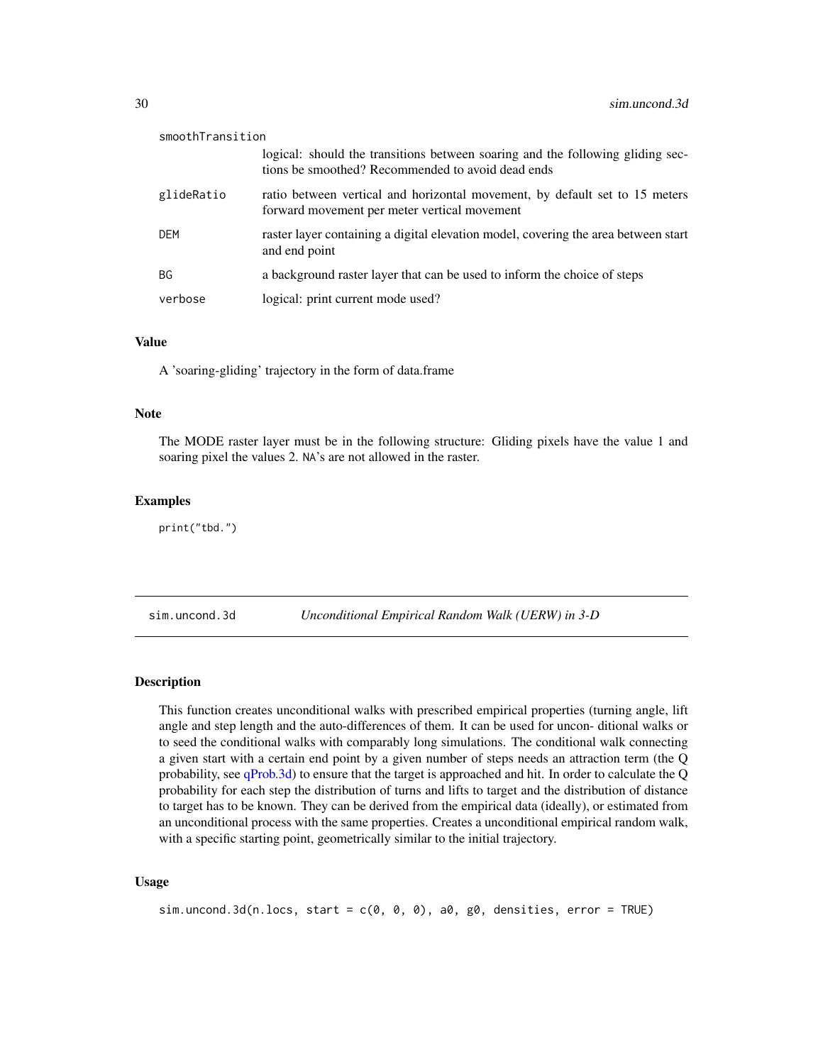| | |
|---|---|
| smoothTransition | logical: should the transitions between soaring and the following gliding sections be smoothed? Recommended to avoid dead ends |
| glideRatio | ratio between vertical and horizontal movement, by default set to 15 meters forward movement per meter vertical movement |
| DEM | raster layer containing a digital elevation model, covering the area between start and end point |
| BG | a background raster layer that can be used to inform the choice of steps |
| verbose | logical: print current mode used? |

### Value

A 'soaring-gliding' trajectory in the form of data.frame

### Note

The MODE raster layer must be in the following structure: Gliding pixels have the value 1 and soaring pixel the values 2. NA's are not allowed in the raster.

### Examples

```
print("tbd.")
```

---

## sim.uncond.3d — *Unconditional Empirical Random Walk (UERW) in 3-D*

---

### Description

This function creates unconditional walks with prescribed empirical properties (turning angle, lift angle and step length and the auto-differences of them. It can be used for uncon- ditional walks or to seed the conditional walks with comparably long simulations. The conditional walk connecting a given start with a certain end point by a given number of steps needs an attraction term (the Q probability, see qProb.3d) to ensure that the target is approached and hit. In order to calculate the Q probability for each step the distribution of turns and lifts to target and the distribution of distance to target has to be known. They can be derived from the empirical data (ideally), or estimated from an unconditional process with the same properties. Creates a unconditional empirical random walk, with a specific starting point, geometrically similar to the initial trajectory.

### Usage

```
sim.uncond.3d(n.locs, start = c(0, 0, 0), a0, g0, densities, error = TRUE)
```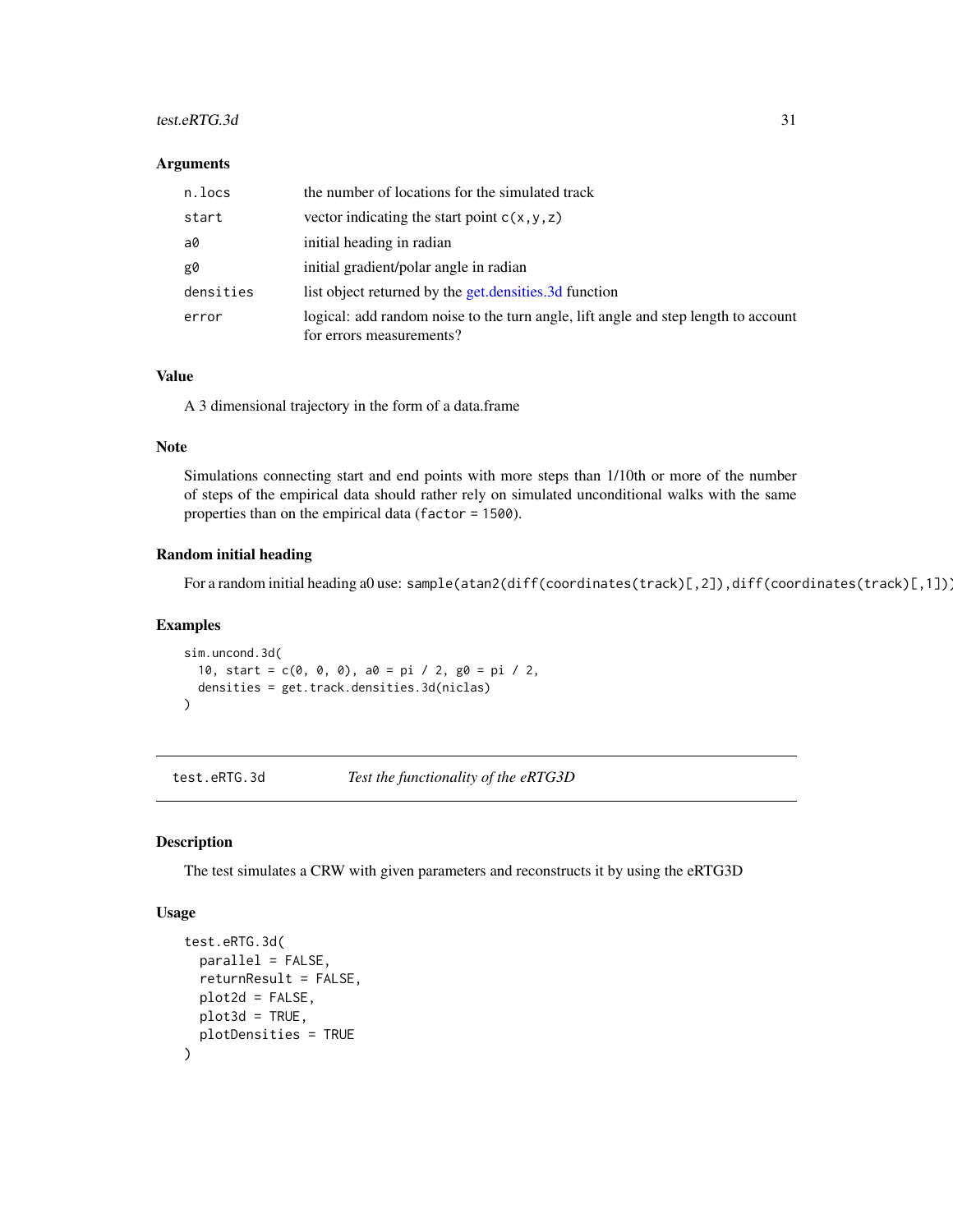### Arguments

| | |
|---|---|
| `n.locs` | the number of locations for the simulated track |
| `start` | vector indicating the start point `c(x,y,z)` |
| `a0` | initial heading in radian |
| `g0` | initial gradient/polar angle in radian |
| `densities` | list object returned by the get.densities.3d function |
| `error` | logical: add random noise to the turn angle, lift angle and step length to account for errors measurements? |

### Value

A 3 dimensional trajectory in the form of a data.frame

### Note

Simulations connecting start and end points with more steps than 1/10th or more of the number of steps of the empirical data should rather rely on simulated unconditional walks with the same properties than on the empirical data (`factor = 1500`).

### Random initial heading

For a random initial heading a0 use: `sample(atan2(diff(coordinates(track)[,2]),diff(coordinates(track)[,1]))`

### Examples

```
sim.uncond.3d(
  10, start = c(0, 0, 0), a0 = pi / 2, g0 = pi / 2,
  densities = get.track.densities.3d(niclas)
)
```

---

## test.eRTG.3d — *Test the functionality of the eRTG3D*

### Description

The test simulates a CRW with given parameters and reconstructs it by using the eRTG3D

### Usage

```
test.eRTG.3d(
  parallel = FALSE,
  returnResult = FALSE,
  plot2d = FALSE,
  plot3d = TRUE,
  plotDensities = TRUE
)
```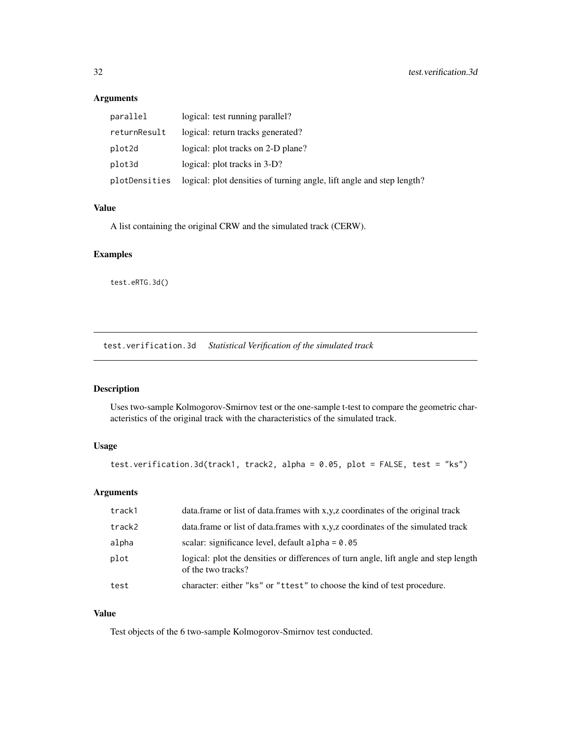### Arguments

| | |
|---|---|
| `parallel` | logical: test running parallel? |
| `returnResult` | logical: return tracks generated? |
| `plot2d` | logical: plot tracks on 2-D plane? |
| `plot3d` | logical: plot tracks in 3-D? |
| `plotDensities` | logical: plot densities of turning angle, lift angle and step length? |

### Value

A list containing the original CRW and the simulated track (CERW).

### Examples

```
test.eRTG.3d()
```

---

## `test.verification.3d` *Statistical Verification of the simulated track*

---

### Description

Uses two-sample Kolmogorov-Smirnov test or the one-sample t-test to compare the geometric characteristics of the original track with the characteristics of the simulated track.

### Usage

```
test.verification.3d(track1, track2, alpha = 0.05, plot = FALSE, test = "ks")
```

### Arguments

| | |
|---|---|
| `track1` | data.frame or list of data.frames with x,y,z coordinates of the original track |
| `track2` | data.frame or list of data.frames with x,y,z coordinates of the simulated track |
| `alpha` | scalar: significance level, default `alpha = 0.05` |
| `plot` | logical: plot the densities or differences of turn angle, lift angle and step length of the two tracks? |
| `test` | character: either `"ks"` or `"ttest"` to choose the kind of test procedure. |

### Value

Test objects of the 6 two-sample Kolmogorov-Smirnov test conducted.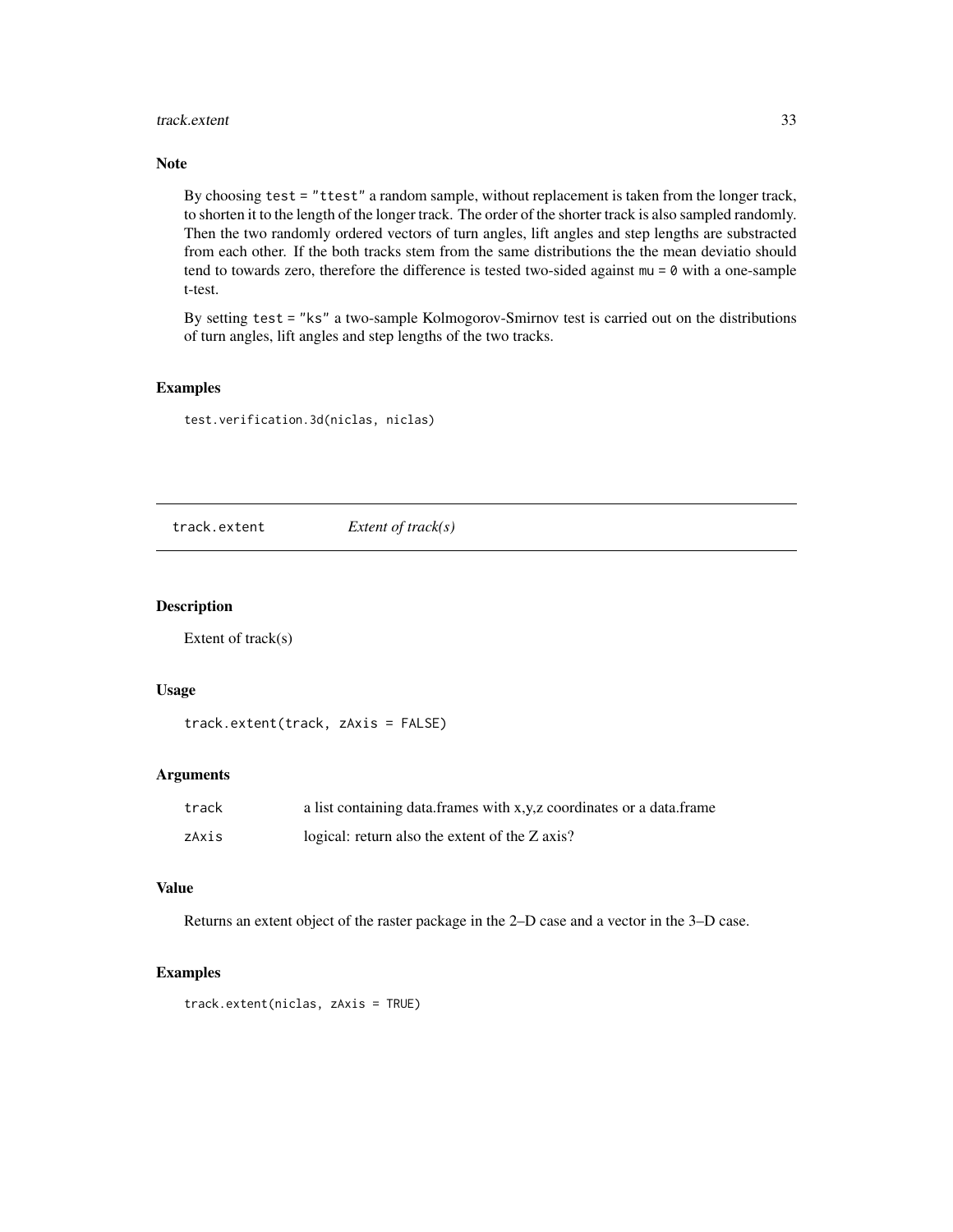### Note

By choosing `test = "ttest"` a random sample, without replacement is taken from the longer track, to shorten it to the length of the longer track. The order of the shorter track is also sampled randomly. Then the two randomly ordered vectors of turn angles, lift angles and step lengths are substracted from each other. If the both tracks stem from the same distributions the the mean deviatio should tend to towards zero, therefore the difference is tested two-sided against `mu = 0` with a one-sample t-test.

By setting `test = "ks"` a two-sample Kolmogorov-Smirnov test is carried out on the distributions of turn angles, lift angles and step lengths of the two tracks.

### Examples

```
test.verification.3d(niclas, niclas)
```

---

## track.extent    *Extent of track(s)*

---

### Description

Extent of track(s)

### Usage

```
track.extent(track, zAxis = FALSE)
```

### Arguments

| | |
|---|---|
| `track` | a list containing data.frames with x,y,z coordinates or a data.frame |
| `zAxis` | logical: return also the extent of the Z axis? |

### Value

Returns an extent object of the raster package in the 2–D case and a vector in the 3–D case.

### Examples

```
track.extent(niclas, zAxis = TRUE)
```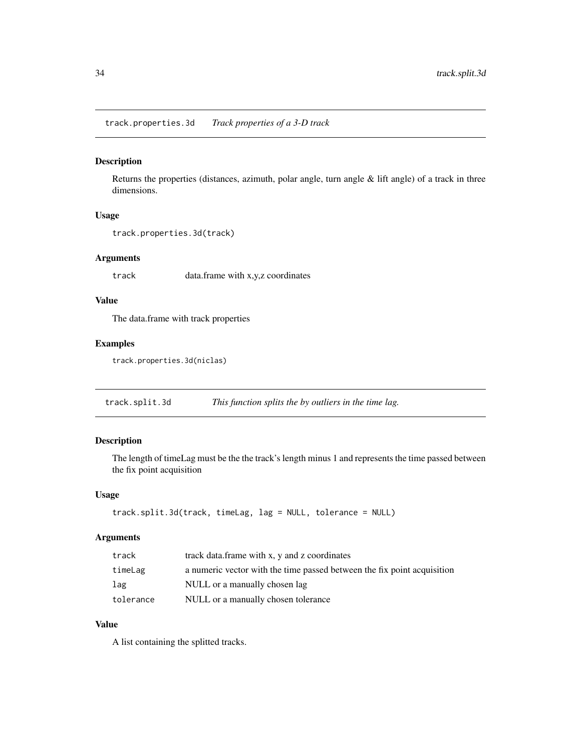## track.properties.3d *Track properties of a 3-D track*

### Description

Returns the properties (distances, azimuth, polar angle, turn angle & lift angle) of a track in three dimensions.

### Usage

```
track.properties.3d(track)
```

### Arguments

| | |
|---|---|
| track | data.frame with x,y,z coordinates |

### Value

The data.frame with track properties

### Examples

```
track.properties.3d(niclas)
```

## track.split.3d *This function splits the by outliers in the time lag.*

### Description

The length of timeLag must be the the track's length minus 1 and represents the time passed between the fix point acquisition

### Usage

```
track.split.3d(track, timeLag, lag = NULL, tolerance = NULL)
```

### Arguments

| | |
|---|---|
| track | track data.frame with x, y and z coordinates |
| timeLag | a numeric vector with the time passed between the fix point acquisition |
| lag | NULL or a manually chosen lag |
| tolerance | NULL or a manually chosen tolerance |

### Value

A list containing the splitted tracks.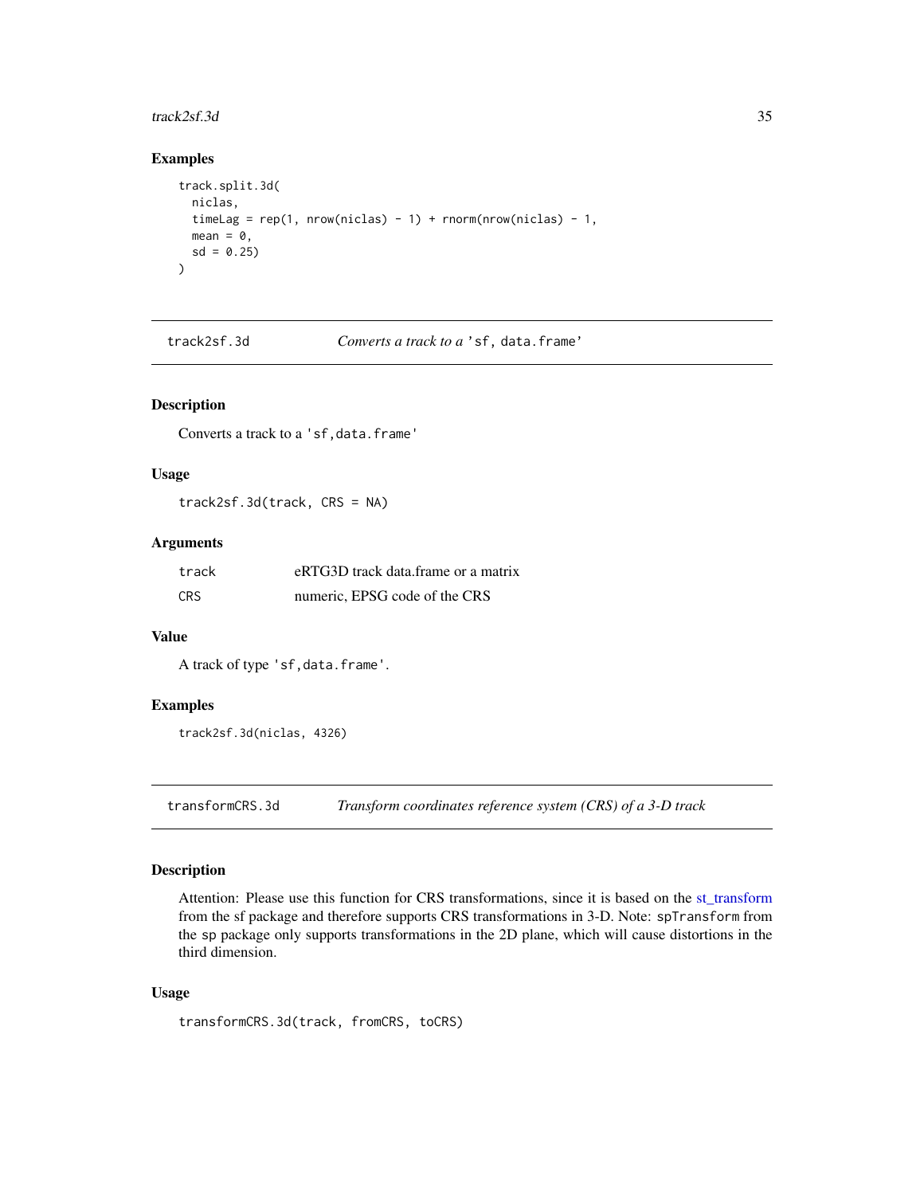## Examples

```
track.split.3d(
  niclas,
  timeLag = rep(1, nrow(niclas) - 1) + rnorm(nrow(niclas) - 1,
  mean = 0,
  sd = 0.25)
)
```

---

# track2sf.3d — *Converts a track to a* 'sf, data.frame'

## Description

Converts a track to a 'sf,data.frame'

## Usage

```
track2sf.3d(track, CRS = NA)
```

## Arguments

| | |
|---|---|
| track | eRTG3D track data.frame or a matrix |
| CRS | numeric, EPSG code of the CRS |

## Value

A track of type 'sf,data.frame'.

## Examples

```
track2sf.3d(niclas, 4326)
```

---

# transformCRS.3d — *Transform coordinates reference system (CRS) of a 3-D track*

## Description

Attention: Please use this function for CRS transformations, since it is based on the st_transform from the sf package and therefore supports CRS transformations in 3-D. Note: spTransform from the sp package only supports transformations in the 2D plane, which will cause distortions in the third dimension.

## Usage

```
transformCRS.3d(track, fromCRS, toCRS)
```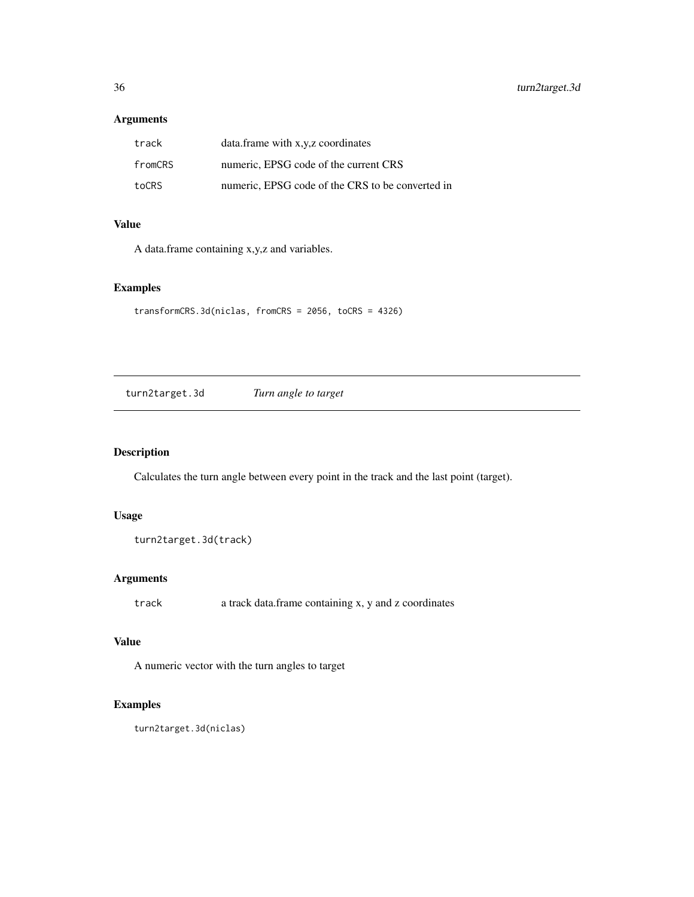### Arguments

| | |
|---|---|
| track | data.frame with x,y,z coordinates |
| fromCRS | numeric, EPSG code of the current CRS |
| toCRS | numeric, EPSG code of the CRS to be converted in |

### Value

A data.frame containing x,y,z and variables.

### Examples

```
transformCRS.3d(niclas, fromCRS = 2056, toCRS = 4326)
```

---

## turn2target.3d *Turn angle to target*

---

### Description

Calculates the turn angle between every point in the track and the last point (target).

### Usage

```
turn2target.3d(track)
```

### Arguments

| | |
|---|---|
| track | a track data.frame containing x, y and z coordinates |

### Value

A numeric vector with the turn angles to target

### Examples

```
turn2target.3d(niclas)
```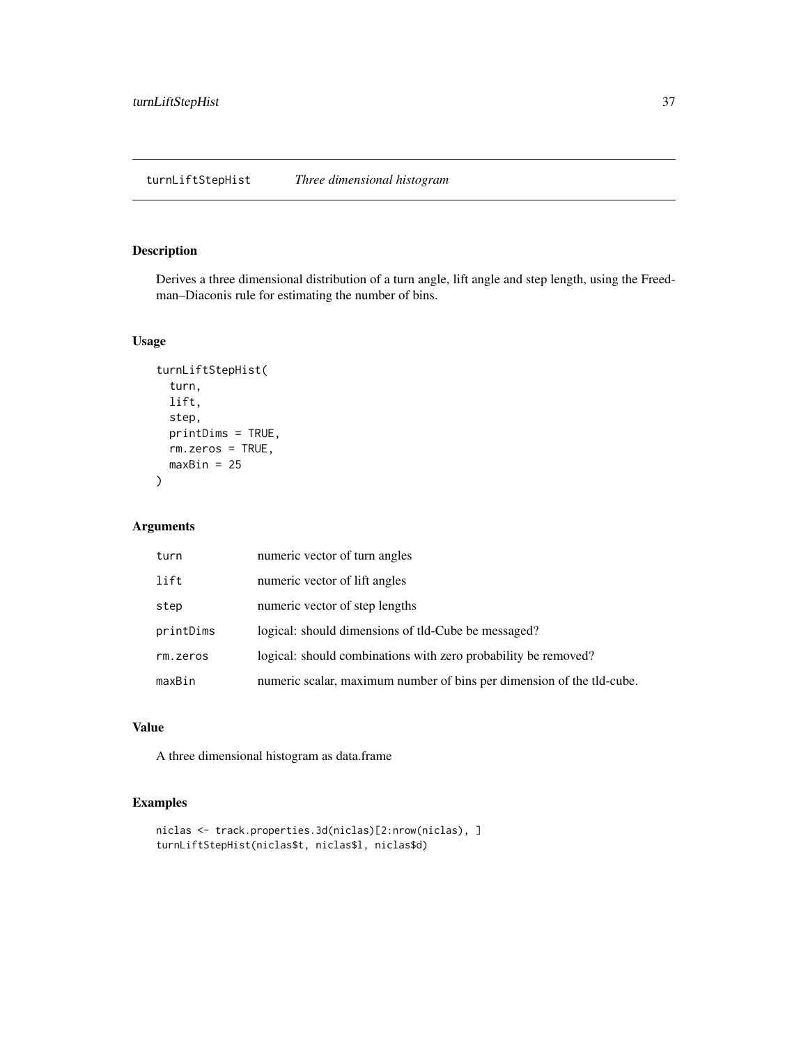# turnLiftStepHist *Three dimensional histogram*

## Description

Derives a three dimensional distribution of a turn angle, lift angle and step length, using the Freedman–Diaconis rule for estimating the number of bins.

## Usage

```
turnLiftStepHist(
  turn,
  lift,
  step,
  printDims = TRUE,
  rm.zeros = TRUE,
  maxBin = 25
)
```

## Arguments

| | |
|---|---|
| turn | numeric vector of turn angles |
| lift | numeric vector of lift angles |
| step | numeric vector of step lengths |
| printDims | logical: should dimensions of tld-Cube be messaged? |
| rm.zeros | logical: should combinations with zero probability be removed? |
| maxBin | numeric scalar, maximum number of bins per dimension of the tld-cube. |

## Value

A three dimensional histogram as data.frame

## Examples

```
niclas <- track.properties.3d(niclas)[2:nrow(niclas), ]
turnLiftStepHist(niclas$t, niclas$l, niclas$d)
```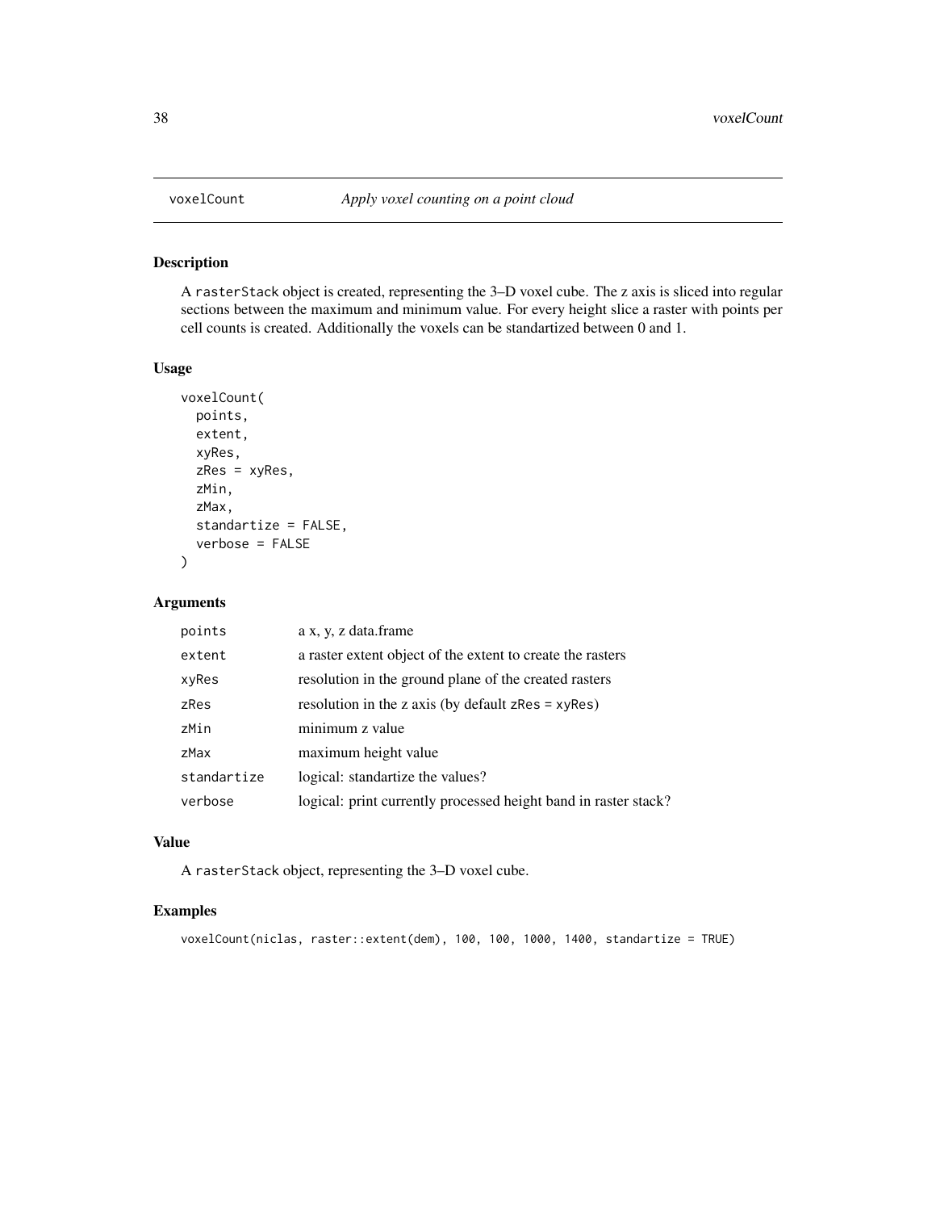# voxelCount — *Apply voxel counting on a point cloud*

## Description

A `rasterStack` object is created, representing the 3–D voxel cube. The z axis is sliced into regular sections between the maximum and minimum value. For every height slice a raster with points per cell counts is created. Additionally the voxels can be standartized between 0 and 1.

## Usage

```
voxelCount(
  points,
  extent,
  xyRes,
  zRes = xyRes,
  zMin,
  zMax,
  standartize = FALSE,
  verbose = FALSE
)
```

## Arguments

| | |
|---|---|
| `points` | a x, y, z data.frame |
| `extent` | a raster extent object of the extent to create the rasters |
| `xyRes` | resolution in the ground plane of the created rasters |
| `zRes` | resolution in the z axis (by default `zRes = xyRes`) |
| `zMin` | minimum z value |
| `zMax` | maximum height value |
| `standartize` | logical: standartize the values? |
| `verbose` | logical: print currently processed height band in raster stack? |

## Value

A `rasterStack` object, representing the 3–D voxel cube.

## Examples

```
voxelCount(niclas, raster::extent(dem), 100, 100, 1000, 1400, standartize = TRUE)
```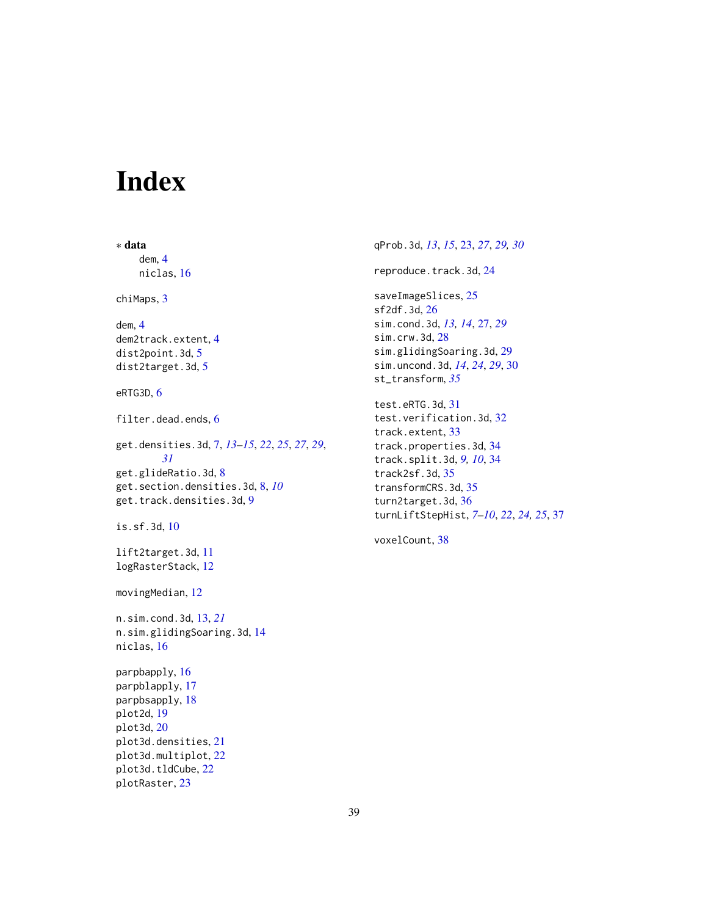# Index

∗ **data**
  dem, 4
  niclas, 16

chiMaps, 3

dem, 4
dem2track.extent, 4
dist2point.3d, 5
dist2target.3d, 5

eRTG3D, 6

filter.dead.ends, 6

get.densities.3d, 7, *13–15*, *22*, *25*, *27*, *29*, *31*
get.glideRatio.3d, 8
get.section.densities.3d, 8, *10*
get.track.densities.3d, 9

is.sf.3d, 10

lift2target.3d, 11
logRasterStack, 12

movingMedian, 12

n.sim.cond.3d, 13, *21*
n.sim.glidingSoaring.3d, 14
niclas, 16

parpbapply, 16
parpblapply, 17
parpbsapply, 18
plot2d, 19
plot3d, 20
plot3d.densities, 21
plot3d.multiplot, 22
plot3d.tldCube, 22
plotRaster, 23

qProb.3d, *13*, *15*, 23, *27*, *29, 30*

reproduce.track.3d, 24

saveImageSlices, 25
sf2df.3d, 26
sim.cond.3d, *13, 14*, 27, *29*
sim.crw.3d, 28
sim.glidingSoaring.3d, 29
sim.uncond.3d, *14*, *24*, *29*, 30
st_transform, *35*

test.eRTG.3d, 31
test.verification.3d, 32
track.extent, 33
track.properties.3d, 34
track.split.3d, *9, 10*, 34
track2sf.3d, 35
transformCRS.3d, 35
turn2target.3d, 36
turnLiftStepHist, *7–10*, *22*, *24, 25*, 37

voxelCount, 38